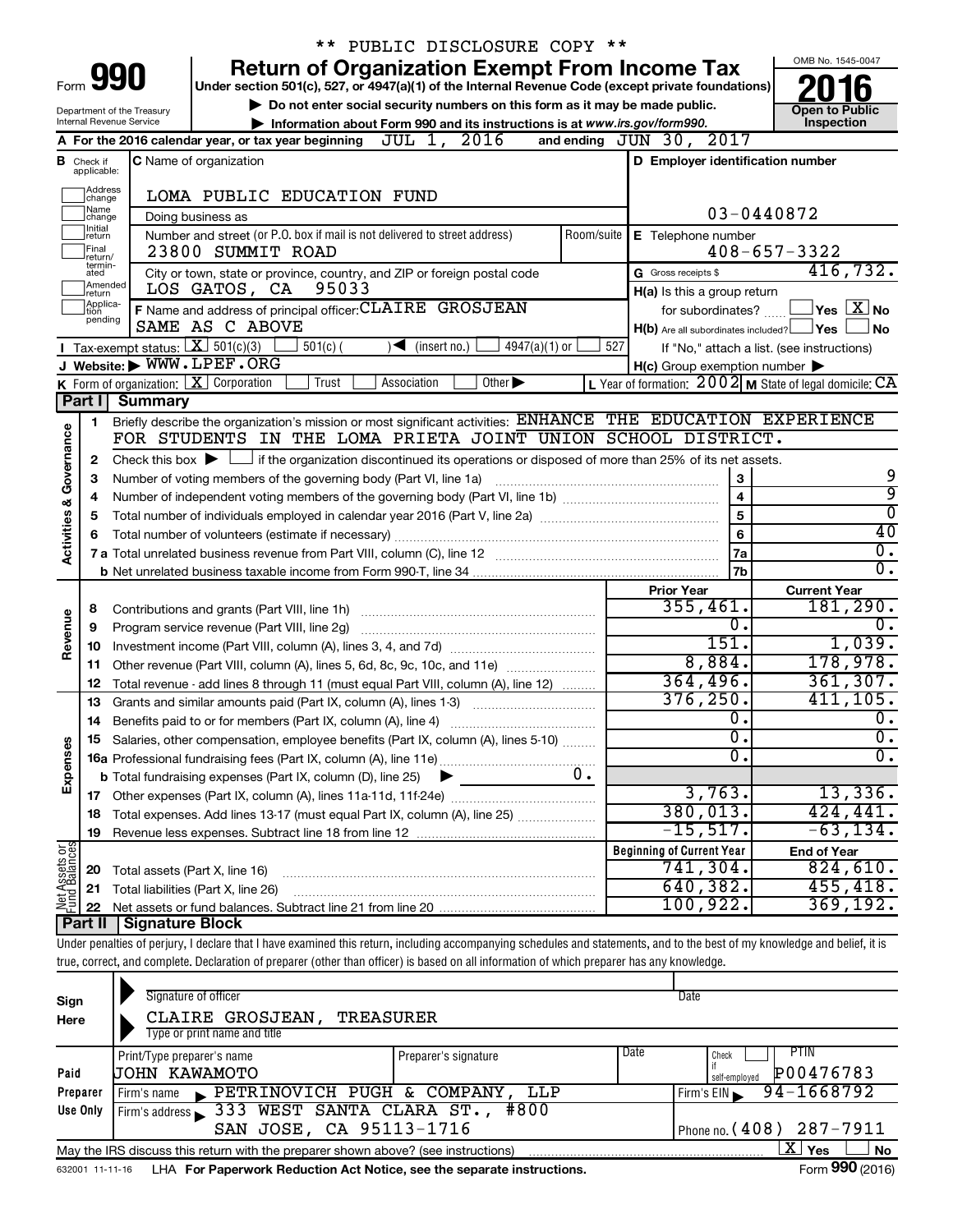** PUBLIC DISCLOSURE COPY **

# Form 990 — Return of Organization Exempt From Income Tax

Under section 501(c), 527, or 4947(a)(1) of the Internal Revenue Code (except private foundations)

▶ Do not enter social security numbers on this form as it may be made public.

▶ Information about Form 990 and its instructions is at www.irs.gov/form990.

Department of the Treasury
Internal Revenue Service

OMB No. 1545-0047

**2016**

**Open to Public Inspection**

**A** For the 2016 calendar year, or tax year beginning JUL 1, 2016 and ending JUN 30, 2017

**B** Check if applicable: Address change, Name change, Initial return, Final return/terminated, Amended return, Application pending

**C** Name of organization: LOMA PUBLIC EDUCATION FUND

Doing business as

Number and street (or P.O. box if mail is not delivered to street address): 23800 SUMMIT ROAD — Room/suite

City or town, state or province, country, and ZIP or foreign postal code: LOS GATOS, CA 95033

**D** Employer identification number: 03-0440872

**E** Telephone number: 408-657-3322

**G** Gross receipts $ 416,732.

**F** Name and address of principal officer: CLAIRE GROSJEAN, SAME AS C ABOVE

**H(a)** Is this a group return for subordinates? ☐ Yes ☒ No

**H(b)** Are all subordinates included? ☐ Yes ☐ No — If "No," attach a list. (see instructions)

**H(c)** Group exemption number ▶

**I** Tax-exempt status: ☒ 501(c)(3) ☐ 501(c) ( ) ◀ (insert no.) ☐ 4947(a)(1) or ☐ 527

**J** Website: ▶ WWW.LPEF.ORG

**K** Form of organization: ☒ Corporation ☐ Trust ☐ Association ☐ Other ▶

**L** Year of formation: 2002 **M** State of legal domicile: CA

## Part I Summary

**Activities & Governance**

1. Briefly describe the organization's mission or most significant activities: ENHANCE THE EDUCATION EXPERIENCE FOR STUDENTS IN THE LOMA PRIETA JOINT UNION SCHOOL DISTRICT.
2. Check this box ▶ ☐ if the organization discontinued its operations or disposed of more than 25% of its net assets.

| | | | |
|---|---|---|---|
| 3 | Number of voting members of the governing body (Part VI, line 1a) | 3 | 9 |
| 4 | Number of independent voting members of the governing body (Part VI, line 1b) | 4 | 9 |
| 5 | Total number of individuals employed in calendar year 2016 (Part V, line 2a) | 5 | 0 |
| 6 | Total number of volunteers (estimate if necessary) | 6 | 40 |
| 7a | Total unrelated business revenue from Part VIII, column (C), line 12 | 7a | 0. |
| b | Net unrelated business taxable income from Form 990-T, line 34 | 7b | 0. |

| | | Prior Year | Current Year |
|---|---|---|---|
| **Revenue** | | | |
| 8 | Contributions and grants (Part VIII, line 1h) | 355,461. | 181,290. |
| 9 | Program service revenue (Part VIII, line 2g) | 0. | 0. |
| 10 | Investment income (Part VIII, column (A), lines 3, 4, and 7d) | 151. | 1,039. |
| 11 | Other revenue (Part VIII, column (A), lines 5, 6d, 8c, 9c, 10c, and 11e) | 8,884. | 178,978. |
| 12 | Total revenue - add lines 8 through 11 (must equal Part VIII, column (A), line 12) | 364,496. | 361,307. |
| **Expenses** | | | |
| 13 | Grants and similar amounts paid (Part IX, column (A), lines 1-3) | 376,250. | 411,105. |
| 14 | Benefits paid to or for members (Part IX, column (A), line 4) | 0. | 0. |
| 15 | Salaries, other compensation, employee benefits (Part IX, column (A), lines 5-10) | 0. | 0. |
| 16a | Professional fundraising fees (Part IX, column (A), line 11e) | 0. | 0. |
| b | Total fundraising expenses (Part IX, column (D), line 25) ▶ 0. | | |
| 17 | Other expenses (Part IX, column (A), lines 11a-11d, 11f-24e) | 3,763. | 13,336. |
| 18 | Total expenses. Add lines 13-17 (must equal Part IX, column (A), line 25) | 380,013. | 424,441. |
| 19 | Revenue less expenses. Subtract line 18 from line 12 | -15,517. | -63,134. |
| **Net Assets or Fund Balances** | | **Beginning of Current Year** | **End of Year** |
| 20 | Total assets (Part X, line 16) | 741,304. | 824,610. |
| 21 | Total liabilities (Part X, line 26) | 640,382. | 455,418. |
| 22 | Net assets or fund balances. Subtract line 21 from line 20 | 100,922. | 369,192. |

## Part II Signature Block

Under penalties of perjury, I declare that I have examined this return, including accompanying schedules and statements, and to the best of my knowledge and belief, it is true, correct, and complete. Declaration of preparer (other than officer) is based on all information of which preparer has any knowledge.

**Sign Here**

Signature of officer — Date

CLAIRE GROSJEAN, TREASURER

Type or print name and title

**Paid Preparer Use Only**

| Print/Type preparer's name | Preparer's signature | Date | Check if self-employed | PTIN |
|---|---|---|---|---|
| JOHN KAWAMOTO | | | ☐ | P00476783 |

Firm's name ▶ PETRINOVICH PUGH & COMPANY, LLP — Firm's EIN ▶ 94-1668792

Firm's address ▶ 333 WEST SANTA CLARA ST., #800, SAN JOSE, CA 95113-1716 — Phone no. (408) 287-7911

May the IRS discuss this return with the preparer shown above? (see instructions) ☒ Yes ☐ No

632001 11-11-16 LHA For Paperwork Reduction Act Notice, see the separate instructions. Form **990** (2016)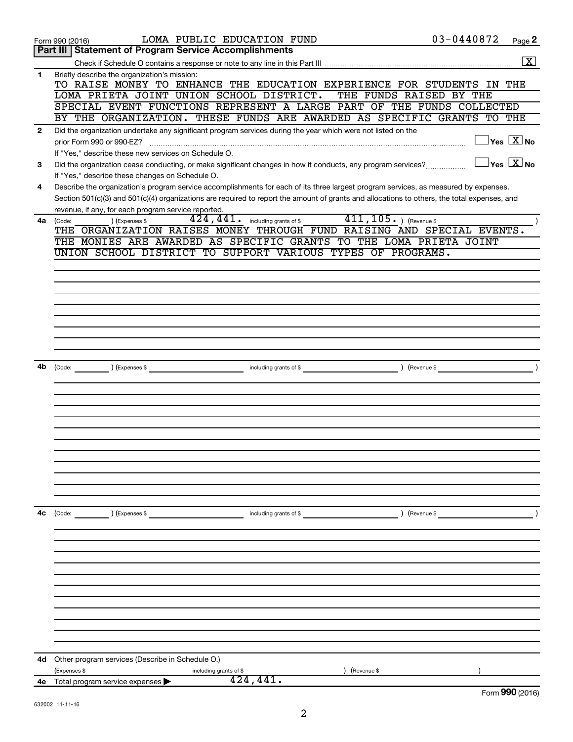Form 990 (2016) LOMA PUBLIC EDUCATION FUND 03-0440872 Page **2**

## Part III | Statement of Program Service Accomplishments

Check if Schedule O contains a response or note to any line in this Part III .......... [X]

**1** Briefly describe the organization's mission:

TO RAISE MONEY TO ENHANCE THE EDUCATION EXPERIENCE FOR STUDENTS IN THE LOMA PRIETA JOINT UNION SCHOOL DISTRICT. THE FUNDS RAISED BY THE SPECIAL EVENT FUNCTIONS REPRESENT A LARGE PART OF THE FUNDS COLLECTED BY THE ORGANIZATION. THESE FUNDS ARE AWARDED AS SPECIFIC GRANTS TO THE

**2** Did the organization undertake any significant program services during the year which were not listed on the prior Form 990 or 990-EZ? .......... [ ] Yes [X] No

If "Yes," describe these new services on Schedule O.

**3** Did the organization cease conducting, or make significant changes in how it conducts, any program services? .......... [ ] Yes [X] No

If "Yes," describe these changes on Schedule O.

**4** Describe the organization's program service accomplishments for each of its three largest program services, as measured by expenses. Section 501(c)(3) and 501(c)(4) organizations are required to report the amount of grants and allocations to others, the total expenses, and revenue, if any, for each program service reported.

**4a** (Code: ) (Expenses $ 424,441. including grants of $ 411,105. ) (Revenue $ )

THE ORGANIZATION RAISES MONEY THROUGH FUND RAISING AND SPECIAL EVENTS. THE MONIES ARE AWARDED AS SPECIFIC GRANTS TO THE LOMA PRIETA JOINT UNION SCHOOL DISTRICT TO SUPPORT VARIOUS TYPES OF PROGRAMS.

**4b** (Code: ) (Expenses $ including grants of $ ) (Revenue $ )

**4c** (Code: ) (Expenses $ including grants of $ ) (Revenue $ )

**4d** Other program services (Describe in Schedule O.)

(Expenses $ including grants of $ ) (Revenue $ )

**4e** Total program service expenses ▶ 424,441.

Form **990** (2016)

632002 11-11-16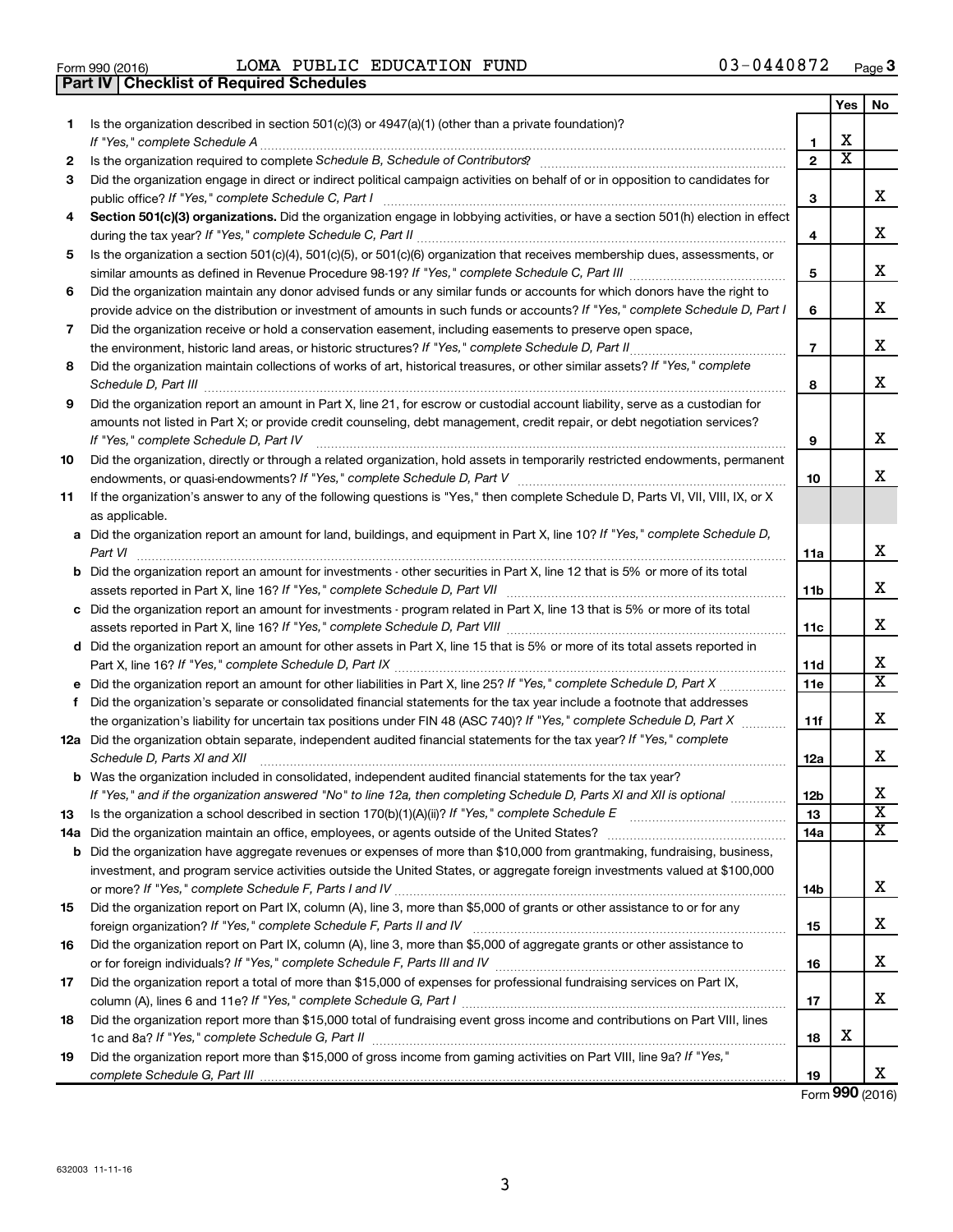Form 990 (2016) LOMA PUBLIC EDUCATION FUND 03-0440872 Page 3

**Part IV | Checklist of Required Schedules**

| | | | Yes | No |
|---|---|---|---|---|
| 1 | Is the organization described in section 501(c)(3) or 4947(a)(1) (other than a private foundation)? *If "Yes," complete Schedule A* | 1 | X | |
| 2 | Is the organization required to complete *Schedule B, Schedule of Contributors*? | 2 | X | |
| 3 | Did the organization engage in direct or indirect political campaign activities on behalf of or in opposition to candidates for public office? *If "Yes," complete Schedule C, Part I* | 3 | | X |
| 4 | **Section 501(c)(3) organizations.** Did the organization engage in lobbying activities, or have a section 501(h) election in effect during the tax year? *If "Yes," complete Schedule C, Part II* | 4 | | X |
| 5 | Is the organization a section 501(c)(4), 501(c)(5), or 501(c)(6) organization that receives membership dues, assessments, or similar amounts as defined in Revenue Procedure 98-19? *If "Yes," complete Schedule C, Part III* | 5 | | X |
| 6 | Did the organization maintain any donor advised funds or any similar funds or accounts for which donors have the right to provide advice on the distribution or investment of amounts in such funds or accounts? *If "Yes," complete Schedule D, Part I* | 6 | | X |
| 7 | Did the organization receive or hold a conservation easement, including easements to preserve open space, the environment, historic land areas, or historic structures? *If "Yes," complete Schedule D, Part II* | 7 | | X |
| 8 | Did the organization maintain collections of works of art, historical treasures, or other similar assets? *If "Yes," complete Schedule D, Part III* | 8 | | X |
| 9 | Did the organization report an amount in Part X, line 21, for escrow or custodial account liability, serve as a custodian for amounts not listed in Part X; or provide credit counseling, debt management, credit repair, or debt negotiation services? *If "Yes," complete Schedule D, Part IV* | 9 | | X |
| 10 | Did the organization, directly or through a related organization, hold assets in temporarily restricted endowments, permanent endowments, or quasi-endowments? *If "Yes," complete Schedule D, Part V* | 10 | | X |
| 11 | If the organization's answer to any of the following questions is "Yes," then complete Schedule D, Parts VI, VII, VIII, IX, or X as applicable. | | | |
| a | Did the organization report an amount for land, buildings, and equipment in Part X, line 10? *If "Yes," complete Schedule D, Part VI* | 11a | | X |
| b | Did the organization report an amount for investments - other securities in Part X, line 12 that is 5% or more of its total assets reported in Part X, line 16? *If "Yes," complete Schedule D, Part VII* | 11b | | X |
| c | Did the organization report an amount for investments - program related in Part X, line 13 that is 5% or more of its total assets reported in Part X, line 16? *If "Yes," complete Schedule D, Part VIII* | 11c | | X |
| d | Did the organization report an amount for other assets in Part X, line 15 that is 5% or more of its total assets reported in Part X, line 16? *If "Yes," complete Schedule D, Part IX* | 11d | | X |
| e | Did the organization report an amount for other liabilities in Part X, line 25? *If "Yes," complete Schedule D, Part X* | 11e | | X |
| f | Did the organization's separate or consolidated financial statements for the tax year include a footnote that addresses the organization's liability for uncertain tax positions under FIN 48 (ASC 740)? *If "Yes," complete Schedule D, Part X* | 11f | | X |
| 12a | Did the organization obtain separate, independent audited financial statements for the tax year? *If "Yes," complete Schedule D, Parts XI and XII* | 12a | | X |
| b | Was the organization included in consolidated, independent audited financial statements for the tax year? *If "Yes," and if the organization answered "No" to line 12a, then completing Schedule D, Parts XI and XII is optional* | 12b | | X |
| 13 | Is the organization a school described in section 170(b)(1)(A)(ii)? *If "Yes," complete Schedule E* | 13 | | X |
| 14a | Did the organization maintain an office, employees, or agents outside of the United States? | 14a | | X |
| b | Did the organization have aggregate revenues or expenses of more than $10,000 from grantmaking, fundraising, business, investment, and program service activities outside the United States, or aggregate foreign investments valued at $100,000 or more? *If "Yes," complete Schedule F, Parts I and IV* | 14b | | X |
| 15 | Did the organization report on Part IX, column (A), line 3, more than $5,000 of grants or other assistance to or for any foreign organization? *If "Yes," complete Schedule F, Parts II and IV* | 15 | | X |
| 16 | Did the organization report on Part IX, column (A), line 3, more than $5,000 of aggregate grants or other assistance to or for foreign individuals? *If "Yes," complete Schedule F, Parts III and IV* | 16 | | X |
| 17 | Did the organization report a total of more than $15,000 of expenses for professional fundraising services on Part IX, column (A), lines 6 and 11e? *If "Yes," complete Schedule G, Part I* | 17 | | X |
| 18 | Did the organization report more than $15,000 total of fundraising event gross income and contributions on Part VIII, lines 1c and 8a? *If "Yes," complete Schedule G, Part II* | 18 | X | |
| 19 | Did the organization report more than $15,000 of gross income from gaming activities on Part VIII, line 9a? *If "Yes," complete Schedule G, Part III* | 19 | | X |

Form **990** (2016)

632003 11-11-16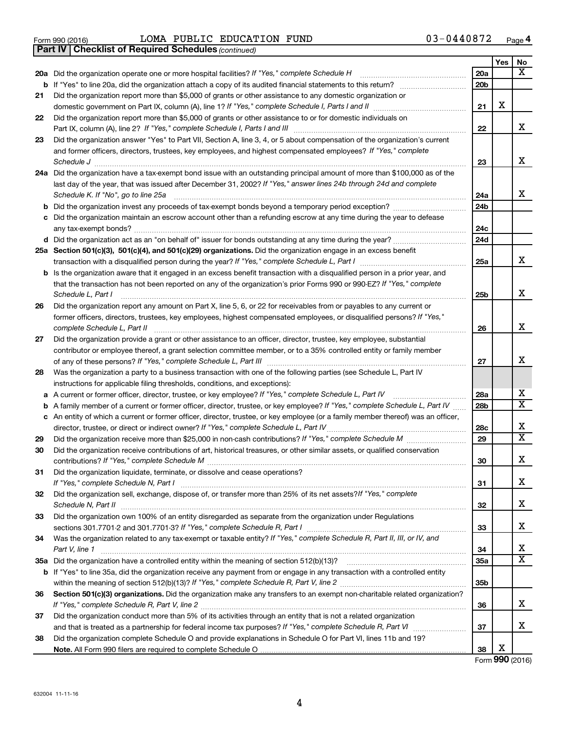Form 990 (2016) LOMA PUBLIC EDUCATION FUND 03-0440872

**Part IV | Checklist of Required Schedules** *(continued)*

| | | | Yes | No |
|---|---|---|---|---|
| **20a** | Did the organization operate one or more hospital facilities? *If "Yes," complete Schedule H* | 20a | | X |
| **b** | If "Yes" to line 20a, did the organization attach a copy of its audited financial statements to this return? | 20b | | |
| **21** | Did the organization report more than $5,000 of grants or other assistance to any domestic organization or domestic government on Part IX, column (A), line 1? *If "Yes," complete Schedule I, Parts I and II* | 21 | X | |
| **22** | Did the organization report more than $5,000 of grants or other assistance to or for domestic individuals on Part IX, column (A), line 2? *If "Yes," complete Schedule I, Parts I and III* | 22 | | X |
| **23** | Did the organization answer "Yes" to Part VII, Section A, line 3, 4, or 5 about compensation of the organization's current and former officers, directors, trustees, key employees, and highest compensated employees? *If "Yes," complete Schedule J* | 23 | | X |
| **24a** | Did the organization have a tax-exempt bond issue with an outstanding principal amount of more than $100,000 as of the last day of the year, that was issued after December 31, 2002? *If "Yes," answer lines 24b through 24d and complete Schedule K. If "No", go to line 25a* | 24a | | X |
| **b** | Did the organization invest any proceeds of tax-exempt bonds beyond a temporary period exception? | 24b | | |
| **c** | Did the organization maintain an escrow account other than a refunding escrow at any time during the year to defease any tax-exempt bonds? | 24c | | |
| **d** | Did the organization act as an "on behalf of" issuer for bonds outstanding at any time during the year? | 24d | | |
| **25a** | **Section 501(c)(3), 501(c)(4), and 501(c)(29) organizations.** Did the organization engage in an excess benefit transaction with a disqualified person during the year? *If "Yes," complete Schedule L, Part I* | 25a | | X |
| **b** | Is the organization aware that it engaged in an excess benefit transaction with a disqualified person in a prior year, and that the transaction has not been reported on any of the organization's prior Forms 990 or 990-EZ? *If "Yes," complete Schedule L, Part I* | 25b | | X |
| **26** | Did the organization report any amount on Part X, line 5, 6, or 22 for receivables from or payables to any current or former officers, directors, trustees, key employees, highest compensated employees, or disqualified persons? *If "Yes," complete Schedule L, Part II* | 26 | | X |
| **27** | Did the organization provide a grant or other assistance to an officer, director, trustee, key employee, substantial contributor or employee thereof, a grant selection committee member, or to a 35% controlled entity or family member of any of these persons? *If "Yes," complete Schedule L, Part III* | 27 | | X |
| **28** | Was the organization a party to a business transaction with one of the following parties (see Schedule L, Part IV instructions for applicable filing thresholds, conditions, and exceptions): | | | |
| **a** | A current or former officer, director, trustee, or key employee? *If "Yes," complete Schedule L, Part IV* | 28a | | X |
| **b** | A family member of a current or former officer, director, trustee, or key employee? *If "Yes," complete Schedule L, Part IV* | 28b | | X |
| **c** | An entity of which a current or former officer, director, trustee, or key employee (or a family member thereof) was an officer, director, trustee, or direct or indirect owner? *If "Yes," complete Schedule L, Part IV* | 28c | | X |
| **29** | Did the organization receive more than $25,000 in non-cash contributions? *If "Yes," complete Schedule M* | 29 | | X |
| **30** | Did the organization receive contributions of art, historical treasures, or other similar assets, or qualified conservation contributions? *If "Yes," complete Schedule M* | 30 | | X |
| **31** | Did the organization liquidate, terminate, or dissolve and cease operations? *If "Yes," complete Schedule N, Part I* | 31 | | X |
| **32** | Did the organization sell, exchange, dispose of, or transfer more than 25% of its net assets? *If "Yes," complete Schedule N, Part II* | 32 | | X |
| **33** | Did the organization own 100% of an entity disregarded as separate from the organization under Regulations sections 301.7701-2 and 301.7701-3? *If "Yes," complete Schedule R, Part I* | 33 | | X |
| **34** | Was the organization related to any tax-exempt or taxable entity? *If "Yes," complete Schedule R, Part II, III, or IV, and Part V, line 1* | 34 | | X |
| **35a** | Did the organization have a controlled entity within the meaning of section 512(b)(13)? | 35a | | X |
| **b** | If "Yes" to line 35a, did the organization receive any payment from or engage in any transaction with a controlled entity within the meaning of section 512(b)(13)? *If "Yes," complete Schedule R, Part V, line 2* | 35b | | |
| **36** | **Section 501(c)(3) organizations.** Did the organization make any transfers to an exempt non-charitable related organization? *If "Yes," complete Schedule R, Part V, line 2* | 36 | | X |
| **37** | Did the organization conduct more than 5% of its activities through an entity that is not a related organization and that is treated as a partnership for federal income tax purposes? *If "Yes," complete Schedule R, Part VI* | 37 | | X |
| **38** | Did the organization complete Schedule O and provide explanations in Schedule O for Part VI, lines 11b and 19? **Note.** All Form 990 filers are required to complete Schedule O | 38 | X | |

Form **990** (2016)

632004 11-11-16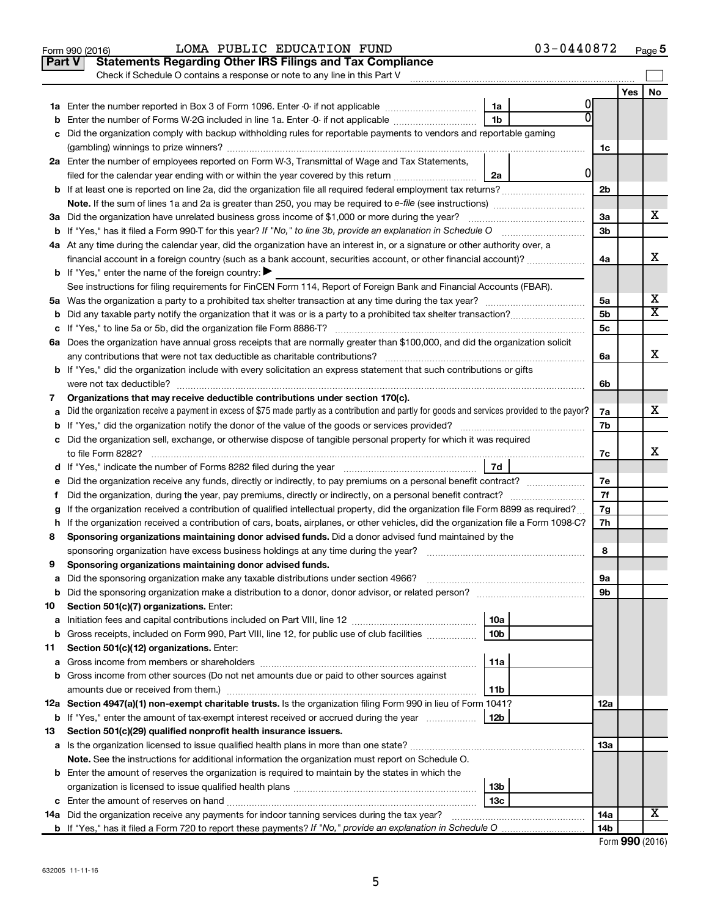Form 990 (2016) LOMA PUBLIC EDUCATION FUND 03-0440872 Page 5

## Part V Statements Regarding Other IRS Filings and Tax Compliance

Check if Schedule O contains a response or note to any line in this Part V

| | | | | | Yes | No |
|---|---|---|---|---|---|---|
| 1a | Enter the number reported in Box 3 of Form 1096. Enter -0- if not applicable | 1a | 0 | | | |
| b | Enter the number of Forms W-2G included in line 1a. Enter -0- if not applicable | 1b | 0 | | | |
| c | Did the organization comply with backup withholding rules for reportable payments to vendors and reportable gaming (gambling) winnings to prize winners? | | | 1c | | |
| 2a | Enter the number of employees reported on Form W-3, Transmittal of Wage and Tax Statements, filed for the calendar year ending with or within the year covered by this return | 2a | 0 | | | |
| b | If at least one is reported on line 2a, did the organization file all required federal employment tax returns? | | | 2b | | |
| | **Note.** If the sum of lines 1a and 2a is greater than 250, you may be required to *e-file* (see instructions) | | | | | |
| 3a | Did the organization have unrelated business gross income of $1,000 or more during the year? | | | 3a | | X |
| b | If "Yes," has it filed a Form 990-T for this year? *If "No," to line 3b, provide an explanation in Schedule O* | | | 3b | | |
| 4a | At any time during the calendar year, did the organization have an interest in, or a signature or other authority over, a financial account in a foreign country (such as a bank account, securities account, or other financial account)? | | | 4a | | X |
| b | If "Yes," enter the name of the foreign country: ▶ | | | | | |
| | See instructions for filing requirements for FinCEN Form 114, Report of Foreign Bank and Financial Accounts (FBAR). | | | | | |
| 5a | Was the organization a party to a prohibited tax shelter transaction at any time during the tax year? | | | 5a | | X |
| b | Did any taxable party notify the organization that it was or is a party to a prohibited tax shelter transaction? | | | 5b | | X |
| c | If "Yes," to line 5a or 5b, did the organization file Form 8886-T? | | | 5c | | |
| 6a | Does the organization have annual gross receipts that are normally greater than $100,000, and did the organization solicit any contributions that were not tax deductible as charitable contributions? | | | 6a | | X |
| b | If "Yes," did the organization include with every solicitation an express statement that such contributions or gifts were not tax deductible? | | | 6b | | |
| 7 | **Organizations that may receive deductible contributions under section 170(c).** | | | | | |
| a | Did the organization receive a payment in excess of $75 made partly as a contribution and partly for goods and services provided to the payor? | | | 7a | | X |
| b | If "Yes," did the organization notify the donor of the value of the goods or services provided? | | | 7b | | |
| c | Did the organization sell, exchange, or otherwise dispose of tangible personal property for which it was required to file Form 8282? | | | 7c | | X |
| d | If "Yes," indicate the number of Forms 8282 filed during the year | 7d | | | | |
| e | Did the organization receive any funds, directly or indirectly, to pay premiums on a personal benefit contract? | | | 7e | | |
| f | Did the organization, during the year, pay premiums, directly or indirectly, on a personal benefit contract? | | | 7f | | |
| g | If the organization received a contribution of qualified intellectual property, did the organization file Form 8899 as required? | | | 7g | | |
| h | If the organization received a contribution of cars, boats, airplanes, or other vehicles, did the organization file a Form 1098-C? | | | 7h | | |
| 8 | **Sponsoring organizations maintaining donor advised funds.** Did a donor advised fund maintained by the sponsoring organization have excess business holdings at any time during the year? | | | 8 | | |
| 9 | **Sponsoring organizations maintaining donor advised funds.** | | | | | |
| a | Did the sponsoring organization make any taxable distributions under section 4966? | | | 9a | | |
| b | Did the sponsoring organization make a distribution to a donor, donor advisor, or related person? | | | 9b | | |
| 10 | **Section 501(c)(7) organizations.** Enter: | | | | | |
| a | Initiation fees and capital contributions included on Part VIII, line 12 | 10a | | | | |
| b | Gross receipts, included on Form 990, Part VIII, line 12, for public use of club facilities | 10b | | | | |
| 11 | **Section 501(c)(12) organizations.** Enter: | | | | | |
| a | Gross income from members or shareholders | 11a | | | | |
| b | Gross income from other sources (Do not net amounts due or paid to other sources against amounts due or received from them.) | 11b | | | | |
| 12a | **Section 4947(a)(1) non-exempt charitable trusts.** Is the organization filing Form 990 in lieu of Form 1041? | | | 12a | | |
| b | If "Yes," enter the amount of tax-exempt interest received or accrued during the year | 12b | | | | |
| 13 | **Section 501(c)(29) qualified nonprofit health insurance issuers.** | | | | | |
| a | Is the organization licensed to issue qualified health plans in more than one state? | | | 13a | | |
| | **Note.** See the instructions for additional information the organization must report on Schedule O. | | | | | |
| b | Enter the amount of reserves the organization is required to maintain by the states in which the organization is licensed to issue qualified health plans | 13b | | | | |
| c | Enter the amount of reserves on hand | 13c | | | | |
| 14a | Did the organization receive any payments for indoor tanning services during the tax year? | | | 14a | | X |
| b | If "Yes," has it filed a Form 720 to report these payments? *If "No," provide an explanation in Schedule O* | | | 14b | | |

Form **990** (2016)

632005 11-11-16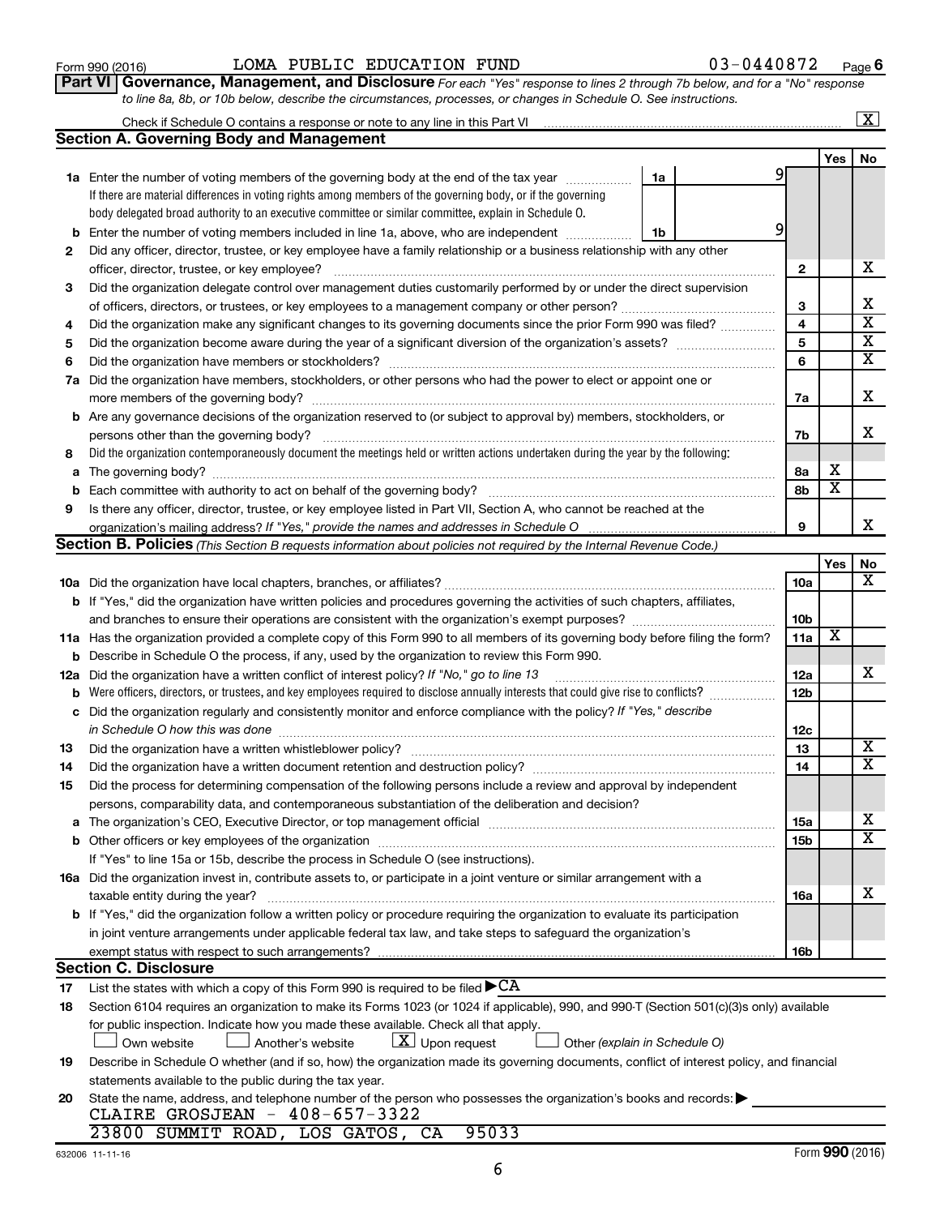Form 990 (2016) LOMA PUBLIC EDUCATION FUND 03-0440872

**Part VI Governance, Management, and Disclosure** *For each "Yes" response to lines 2 through 7b below, and for a "No" response to line 8a, 8b, or 10b below, describe the circumstances, processes, or changes in Schedule O. See instructions.*

Check if Schedule O contains a response or note to any line in this Part VI [X]

## Section A. Governing Body and Management

| | | | | Yes | No |
|---|---|---|---|---|---|
| **1a** | Enter the number of voting members of the governing body at the end of the tax year. If there are material differences in voting rights among members of the governing body, or if the governing body delegated broad authority to an executive committee or similar committee, explain in Schedule O. | 1a | 9 | | |
| **b** | Enter the number of voting members included in line 1a, above, who are independent | 1b | 9 | | |
| **2** | Did any officer, director, trustee, or key employee have a family relationship or a business relationship with any other officer, director, trustee, or key employee? | 2 | | | X |
| **3** | Did the organization delegate control over management duties customarily performed by or under the direct supervision of officers, directors, or trustees, or key employees to a management company or other person? | 3 | | | X |
| **4** | Did the organization make any significant changes to its governing documents since the prior Form 990 was filed? | 4 | | | X |
| **5** | Did the organization become aware during the year of a significant diversion of the organization's assets? | 5 | | | X |
| **6** | Did the organization have members or stockholders? | 6 | | | X |
| **7a** | Did the organization have members, stockholders, or other persons who had the power to elect or appoint one or more members of the governing body? | 7a | | | X |
| **b** | Are any governance decisions of the organization reserved to (or subject to approval by) members, stockholders, or persons other than the governing body? | 7b | | | X |
| **8** | Did the organization contemporaneously document the meetings held or written actions undertaken during the year by the following: | | | | |
| **a** | The governing body? | 8a | | X | |
| **b** | Each committee with authority to act on behalf of the governing body? | 8b | | X | |
| **9** | Is there any officer, director, trustee, or key employee listed in Part VII, Section A, who cannot be reached at the organization's mailing address? *If "Yes," provide the names and addresses in Schedule O* | 9 | | | X |

## Section B. Policies *(This Section B requests information about policies not required by the Internal Revenue Code.)*

| | | | Yes | No |
|---|---|---|---|---|
| **10a** | Did the organization have local chapters, branches, or affiliates? | 10a | | X |
| **b** | If "Yes," did the organization have written policies and procedures governing the activities of such chapters, affiliates, and branches to ensure their operations are consistent with the organization's exempt purposes? | 10b | | |
| **11a** | Has the organization provided a complete copy of this Form 990 to all members of its governing body before filing the form? | 11a | X | |
| **b** | Describe in Schedule O the process, if any, used by the organization to review this Form 990. | | | |
| **12a** | Did the organization have a written conflict of interest policy? *If "No," go to line 13* | 12a | | X |
| **b** | Were officers, directors, or trustees, and key employees required to disclose annually interests that could give rise to conflicts? | 12b | | |
| **c** | Did the organization regularly and consistently monitor and enforce compliance with the policy? *If "Yes," describe in Schedule O how this was done* | 12c | | |
| **13** | Did the organization have a written whistleblower policy? | 13 | | X |
| **14** | Did the organization have a written document retention and destruction policy? | 14 | | X |
| **15** | Did the process for determining compensation of the following persons include a review and approval by independent persons, comparability data, and contemporaneous substantiation of the deliberation and decision? | | | |
| **a** | The organization's CEO, Executive Director, or top management official | 15a | | X |
| **b** | Other officers or key employees of the organization | 15b | | X |
| | If "Yes" to line 15a or 15b, describe the process in Schedule O (see instructions). | | | |
| **16a** | Did the organization invest in, contribute assets to, or participate in a joint venture or similar arrangement with a taxable entity during the year? | 16a | | X |
| **b** | If "Yes," did the organization follow a written policy or procedure requiring the organization to evaluate its participation in joint venture arrangements under applicable federal tax law, and take steps to safeguard the organization's exempt status with respect to such arrangements? | 16b | | |

## Section C. Disclosure

**17** List the states with which a copy of this Form 990 is required to be filed ▶ CA

**18** Section 6104 requires an organization to make its Forms 1023 (or 1024 if applicable), 990, and 990-T (Section 501(c)(3)s only) available for public inspection. Indicate how you made these available. Check all that apply.

[ ] Own website [ ] Another's website [X] Upon request [ ] Other *(explain in Schedule O)*

**19** Describe in Schedule O whether (and if so, how) the organization made its governing documents, conflict of interest policy, and financial statements available to the public during the tax year.

**20** State the name, address, and telephone number of the person who possesses the organization's books and records: ▶

CLAIRE GROSJEAN - 408-657-3322
23800 SUMMIT ROAD, LOS GATOS, CA 95033

632006 11-11-16 Form **990** (2016)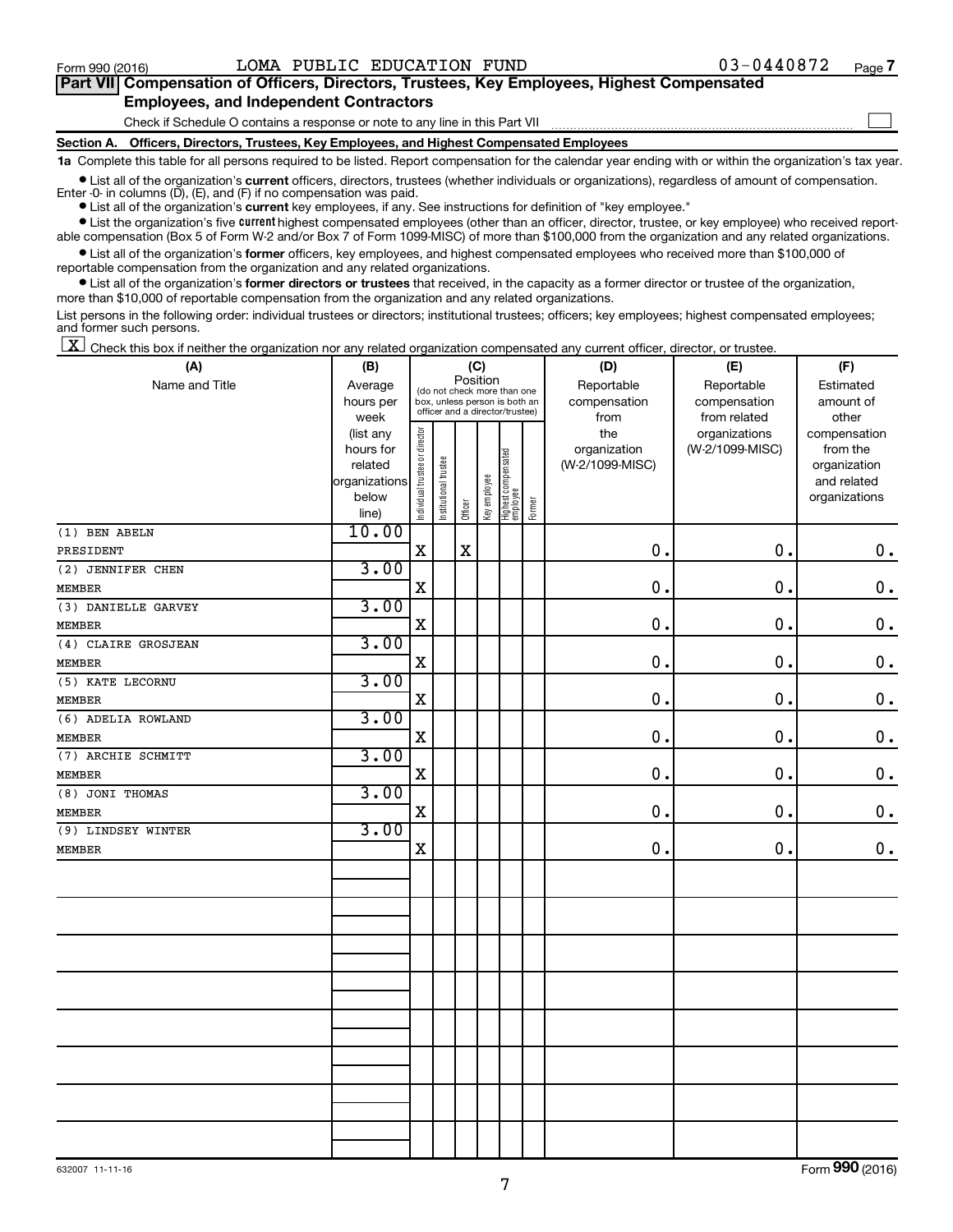Form 990 (2016) LOMA PUBLIC EDUCATION FUND 03-0440872

## Part VII Compensation of Officers, Directors, Trustees, Key Employees, Highest Compensated Employees, and Independent Contractors

Check if Schedule O contains a response or note to any line in this Part VII ☐

### Section A. Officers, Directors, Trustees, Key Employees, and Highest Compensated Employees

**1a** Complete this table for all persons required to be listed. Report compensation for the calendar year ending with or within the organization's tax year.

- List all of the organization's **current** officers, directors, trustees (whether individuals or organizations), regardless of amount of compensation. Enter -0- in columns (D), (E), and (F) if no compensation was paid.
- List all of the organization's **current** key employees, if any. See instructions for definition of "key employee."
- List the organization's five **current** highest compensated employees (other than an officer, director, trustee, or key employee) who received reportable compensation (Box 5 of Form W-2 and/or Box 7 of Form 1099-MISC) of more than $100,000 from the organization and any related organizations.
- List all of the organization's **former** officers, key employees, and highest compensated employees who received more than $100,000 of reportable compensation from the organization and any related organizations.
- List all of the organization's **former directors or trustees** that received, in the capacity as a former director or trustee of the organization, more than $10,000 of reportable compensation from the organization and any related organizations.

List persons in the following order: individual trustees or directors; institutional trustees; officers; key employees; highest compensated employees; and former such persons.

☒ Check this box if neither the organization nor any related organization compensated any current officer, director, or trustee.

| (A) Name and Title | (B) Average hours per week (list any hours for related organizations below line) | (C) Position: Individual trustee or director | Institutional trustee | Officer | Key employee | Highest compensated employee | Former | (D) Reportable compensation from the organization (W-2/1099-MISC) | (E) Reportable compensation from related organizations (W-2/1099-MISC) | (F) Estimated amount of other compensation from the organization and related organizations |
|---|---|---|---|---|---|---|---|---|---|---|
| (1) BEN ABELN<br>PRESIDENT | 10.00 | X | | X | | | | 0. | 0. | 0. |
| (2) JENNIFER CHEN<br>MEMBER | 3.00 | X | | | | | | 0. | 0. | 0. |
| (3) DANIELLE GARVEY<br>MEMBER | 3.00 | X | | | | | | 0. | 0. | 0. |
| (4) CLAIRE GROSJEAN<br>MEMBER | 3.00 | X | | | | | | 0. | 0. | 0. |
| (5) KATE LECORNU<br>MEMBER | 3.00 | X | | | | | | 0. | 0. | 0. |
| (6) ADELIA ROWLAND<br>MEMBER | 3.00 | X | | | | | | 0. | 0. | 0. |
| (7) ARCHIE SCHMITT<br>MEMBER | 3.00 | X | | | | | | 0. | 0. | 0. |
| (8) JONI THOMAS<br>MEMBER | 3.00 | X | | | | | | 0. | 0. | 0. |
| (9) LINDSEY WINTER<br>MEMBER | 3.00 | X | | | | | | 0. | 0. | 0. |

632007 11-11-16 Form 990 (2016)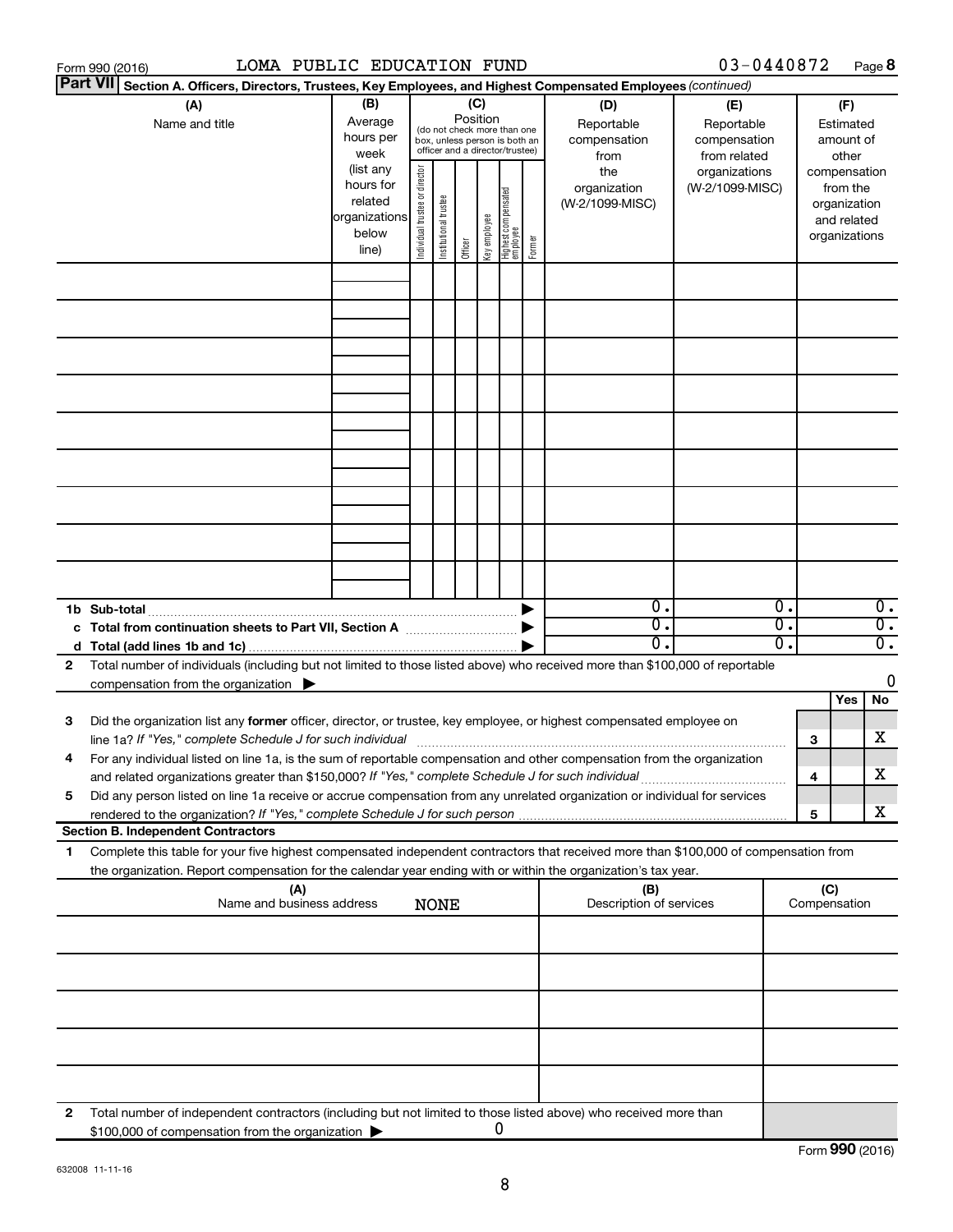Form 990 (2016) LOMA PUBLIC EDUCATION FUND 03-0440872 Page 8

**Part VII Section A. Officers, Directors, Trustees, Key Employees, and Highest Compensated Employees** *(continued)*

| (A) Name and title | (B) Average hours per week (list any hours for related organizations below line) | (C) Position (do not check more than one box, unless person is both an officer and a director/trustee): Individual trustee or director | Institutional trustee | Officer | Key employee | Highest compensated employee | Former | (D) Reportable compensation from the organization (W-2/1099-MISC) | (E) Reportable compensation from related organizations (W-2/1099-MISC) | (F) Estimated amount of other compensation from the organization and related organizations |
|---|---|---|---|---|---|---|---|---|---|---|
| | | | | | | | | | | |
| | | | | | | | | | | |
| | | | | | | | | | | |
| | | | | | | | | | | |
| | | | | | | | | | | |
| | | | | | | | | | | |
| | | | | | | | | | | |
| | | | | | | | | | | |
| | | | | | | | | | | |
| **1b Sub-total** | | | | | | | ▶ | 0. | 0. | 0. |
| **c Total from continuation sheets to Part VII, Section A** | | | | | | | ▶ | 0. | 0. | 0. |
| **d Total (add lines 1b and 1c)** | | | | | | | ▶ | 0. | 0. | 0. |

2 Total number of individuals (including but not limited to those listed above) who received more than $100,000 of reportable compensation from the organization ▶ 0

| | | | Yes | No |
|---|---|---|---|---|
| 3 | Did the organization list any **former** officer, director, or trustee, key employee, or highest compensated employee on line 1a? *If "Yes," complete Schedule J for such individual* | 3 | | X |
| 4 | For any individual listed on line 1a, is the sum of reportable compensation and other compensation from the organization and related organizations greater than $150,000? *If "Yes," complete Schedule J for such individual* | 4 | | X |
| 5 | Did any person listed on line 1a receive or accrue compensation from any unrelated organization or individual for services rendered to the organization? *If "Yes," complete Schedule J for such person* | 5 | | X |

**Section B. Independent Contractors**

1 Complete this table for your five highest compensated independent contractors that received more than $100,000 of compensation from the organization. Report compensation for the calendar year ending with or within the organization's tax year.

| (A) Name and business address | (B) Description of services | (C) Compensation |
|---|---|---|
| NONE | | |
| | | |
| | | |
| | | |
| | | |

2 Total number of independent contractors (including but not limited to those listed above) who received more than $100,000 of compensation from the organization ▶ 0

Form **990** (2016)

632008 11-11-16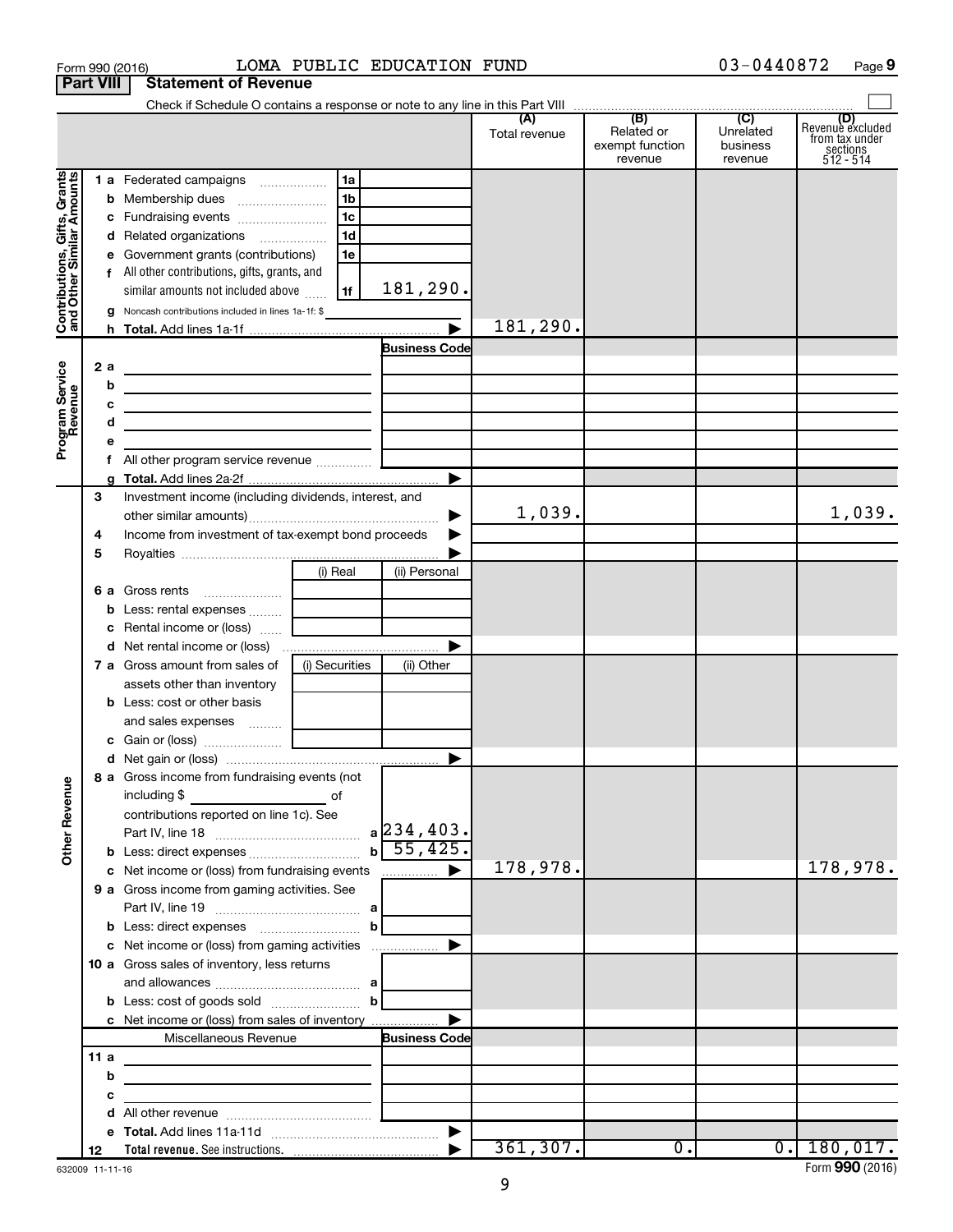Form 990 (2016) LOMA PUBLIC EDUCATION FUND 03-0440872 Page 9

**Part VIII Statement of Revenue**

Check if Schedule O contains a response or note to any line in this Part VIII ☐

| | | | (A) Total revenue | (B) Related or exempt function revenue | (C) Unrelated business revenue | (D) Revenue excluded from tax under sections 512 - 514 |
|---|---|---|---|---|---|---|
| **Contributions, Gifts, Grants and Other Similar Amounts** | 1 a Federated campaigns | 1a | | | | |
| | b Membership dues | 1b | | | | |
| | c Fundraising events | 1c | | | | |
| | d Related organizations | 1d | | | | |
| | e Government grants (contributions) | 1e | | | | |
| | f All other contributions, gifts, grants, and similar amounts not included above | 1f 181,290. | | | | |
| | g Noncash contributions included in lines 1a-1f: $ | | | | | |
| | h Total. Add lines 1a-1f | ▶ | 181,290. | | | |
| **Program Service Revenue** | | Business Code | | | | |
| | 2 a | | | | | |
| | b | | | | | |
| | c | | | | | |
| | d | | | | | |
| | e | | | | | |
| | f All other program service revenue | | | | | |
| | g Total. Add lines 2a-2f | ▶ | | | | |
| **Other Revenue** | 3 Investment income (including dividends, interest, and other similar amounts) | ▶ | 1,039. | | | 1,039. |
| | 4 Income from investment of tax-exempt bond proceeds | ▶ | | | | |
| | 5 Royalties | ▶ | | | | |
| | | (i) Real / (ii) Personal | | | | |
| | 6 a Gross rents | | | | | |
| | b Less: rental expenses | | | | | |
| | c Rental income or (loss) | | | | | |
| | d Net rental income or (loss) | ▶ | | | | |
| | | (i) Securities / (ii) Other | | | | |
| | 7 a Gross amount from sales of assets other than inventory | | | | | |
| | b Less: cost or other basis and sales expenses | | | | | |
| | c Gain or (loss) | | | | | |
| | d Net gain or (loss) | ▶ | | | | |
| | 8 a Gross income from fundraising events (not including $ of contributions reported on line 1c). See Part IV, line 18 | a 234,403. | | | | |
| | b Less: direct expenses | b 55,425. | | | | |
| | c Net income or (loss) from fundraising events | ▶ | 178,978. | | | 178,978. |
| | 9 a Gross income from gaming activities. See Part IV, line 19 | a | | | | |
| | b Less: direct expenses | b | | | | |
| | c Net income or (loss) from gaming activities | ▶ | | | | |
| | 10 a Gross sales of inventory, less returns and allowances | a | | | | |
| | b Less: cost of goods sold | b | | | | |
| | c Net income or (loss) from sales of inventory | ▶ | | | | |
| | Miscellaneous Revenue | Business Code | | | | |
| | 11 a | | | | | |
| | b | | | | | |
| | c | | | | | |
| | d All other revenue | | | | | |
| | e Total. Add lines 11a-11d | ▶ | | | | |
| | 12 Total revenue. See instructions. | ▶ | 361,307. | 0. | 0. | 180,017. |

632009 11-11-16

Form **990** (2016)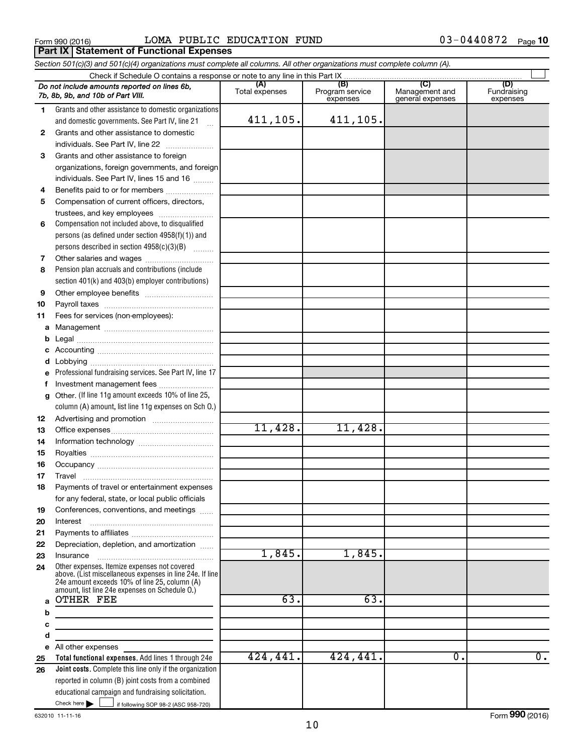Form 990 (2016) LOMA PUBLIC EDUCATION FUND 03-0440872 Page 10

## Part IX Statement of Functional Expenses

*Section 501(c)(3) and 501(c)(4) organizations must complete all columns. All other organizations must complete column (A).*

Check if Schedule O contains a response or note to any line in this Part IX ☐

| *Do not include amounts reported on lines 6b, 7b, 8b, 9b, and 10b of Part VIII.* | (A) Total expenses | (B) Program service expenses | (C) Management and general expenses | (D) Fundraising expenses |
|---|---|---|---|---|
| 1 Grants and other assistance to domestic organizations and domestic governments. See Part IV, line 21 | 411,105. | 411,105. | | |
| 2 Grants and other assistance to domestic individuals. See Part IV, line 22 | | | | |
| 3 Grants and other assistance to foreign organizations, foreign governments, and foreign individuals. See Part IV, lines 15 and 16 | | | | |
| 4 Benefits paid to or for members | | | | |
| 5 Compensation of current officers, directors, trustees, and key employees | | | | |
| 6 Compensation not included above, to disqualified persons (as defined under section 4958(f)(1)) and persons described in section 4958(c)(3)(B) | | | | |
| 7 Other salaries and wages | | | | |
| 8 Pension plan accruals and contributions (include section 401(k) and 403(b) employer contributions) | | | | |
| 9 Other employee benefits | | | | |
| 10 Payroll taxes | | | | |
| 11 Fees for services (non-employees): | | | | |
| a Management | | | | |
| b Legal | | | | |
| c Accounting | | | | |
| d Lobbying | | | | |
| e Professional fundraising services. See Part IV, line 17 | | | | |
| f Investment management fees | | | | |
| g Other. (If line 11g amount exceeds 10% of line 25, column (A) amount, list line 11g expenses on Sch O.) | | | | |
| 12 Advertising and promotion | | | | |
| 13 Office expenses | 11,428. | 11,428. | | |
| 14 Information technology | | | | |
| 15 Royalties | | | | |
| 16 Occupancy | | | | |
| 17 Travel | | | | |
| 18 Payments of travel or entertainment expenses for any federal, state, or local public officials | | | | |
| 19 Conferences, conventions, and meetings | | | | |
| 20 Interest | | | | |
| 21 Payments to affiliates | | | | |
| 22 Depreciation, depletion, and amortization | | | | |
| 23 Insurance | 1,845. | 1,845. | | |
| 24 Other expenses. Itemize expenses not covered above. (List miscellaneous expenses in line 24e. If line 24e amount exceeds 10% of line 25, column (A) amount, list line 24e expenses on Schedule O.) | | | | |
| a OTHER FEE | 63. | 63. | | |
| b | | | | |
| c | | | | |
| d | | | | |
| e All other expenses | | | | |
| 25 **Total functional expenses.** Add lines 1 through 24e | 424,441. | 424,441. | 0. | 0. |
| 26 **Joint costs.** Complete this line only if the organization reported in column (B) joint costs from a combined educational campaign and fundraising solicitation. Check here ☐ if following SOP 98-2 (ASC 958-720) | | | | |

632010 11-11-16 Form 990 (2016)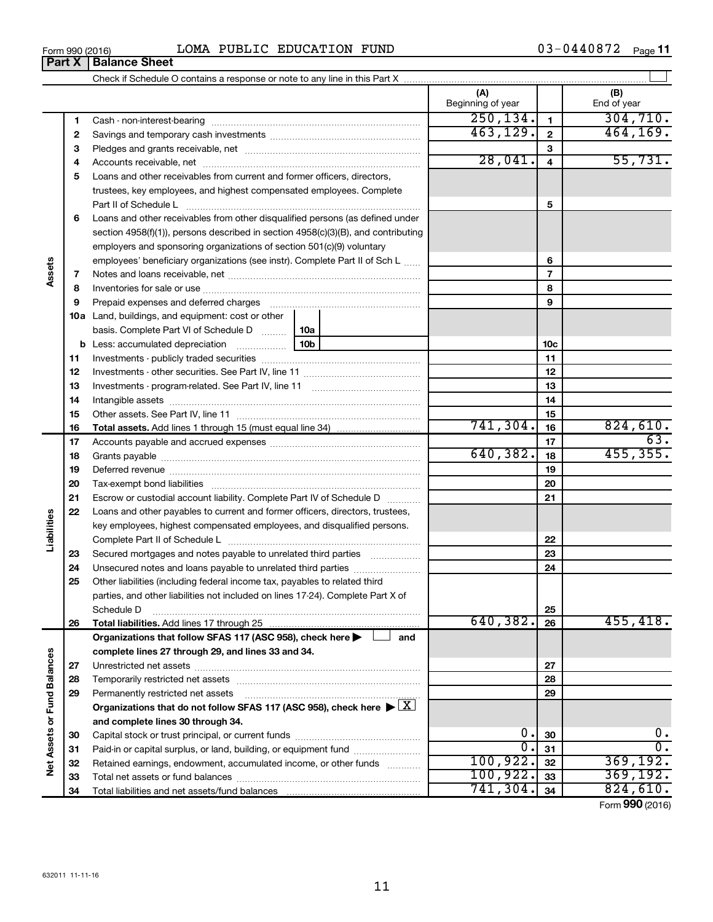Form 990 (2016) LOMA PUBLIC EDUCATION FUND 03-0440872

## Part X | Balance Sheet

Check if Schedule O contains a response or note to any line in this Part X

| | | | (A) Beginning of year | | (B) End of year |
|---|---|---|---|---|---|
| Assets | 1 | Cash - non-interest-bearing | 250,134. | 1 | 304,710. |
| | 2 | Savings and temporary cash investments | 463,129. | 2 | 464,169. |
| | 3 | Pledges and grants receivable, net | | 3 | |
| | 4 | Accounts receivable, net | 28,041. | 4 | 55,731. |
| | 5 | Loans and other receivables from current and former officers, directors, trustees, key employees, and highest compensated employees. Complete Part II of Schedule L | | 5 | |
| | 6 | Loans and other receivables from other disqualified persons (as defined under section 4958(f)(1)), persons described in section 4958(c)(3)(B), and contributing employers and sponsoring organizations of section 501(c)(9) voluntary employees' beneficiary organizations (see instr). Complete Part II of Sch L | | 6 | |
| | 7 | Notes and loans receivable, net | | 7 | |
| | 8 | Inventories for sale or use | | 8 | |
| | 9 | Prepaid expenses and deferred charges | | 9 | |
| | 10a | Land, buildings, and equipment: cost or other basis. Complete Part VI of Schedule D ... 10a | | | |
| | b | Less: accumulated depreciation ... 10b | | 10c | |
| | 11 | Investments - publicly traded securities | | 11 | |
| | 12 | Investments - other securities. See Part IV, line 11 | | 12 | |
| | 13 | Investments - program-related. See Part IV, line 11 | | 13 | |
| | 14 | Intangible assets | | 14 | |
| | 15 | Other assets. See Part IV, line 11 | | 15 | |
| | 16 | **Total assets.** Add lines 1 through 15 (must equal line 34) | 741,304. | 16 | 824,610. |
| Liabilities | 17 | Accounts payable and accrued expenses | | 17 | 63. |
| | 18 | Grants payable | 640,382. | 18 | 455,355. |
| | 19 | Deferred revenue | | 19 | |
| | 20 | Tax-exempt bond liabilities | | 20 | |
| | 21 | Escrow or custodial account liability. Complete Part IV of Schedule D | | 21 | |
| | 22 | Loans and other payables to current and former officers, directors, trustees, key employees, highest compensated employees, and disqualified persons. Complete Part II of Schedule L | | 22 | |
| | 23 | Secured mortgages and notes payable to unrelated third parties | | 23 | |
| | 24 | Unsecured notes and loans payable to unrelated third parties | | 24 | |
| | 25 | Other liabilities (including federal income tax, payables to related third parties, and other liabilities not included on lines 17-24). Complete Part X of Schedule D | | 25 | |
| | 26 | **Total liabilities.** Add lines 17 through 25 | 640,382. | 26 | 455,418. |
| Net Assets or Fund Balances | | **Organizations that follow SFAS 117 (ASC 958), check here ☐ and complete lines 27 through 29, and lines 33 and 34.** | | | |
| | 27 | Unrestricted net assets | | 27 | |
| | 28 | Temporarily restricted net assets | | 28 | |
| | 29 | Permanently restricted net assets | | 29 | |
| | | **Organizations that do not follow SFAS 117 (ASC 958), check here ☒ and complete lines 30 through 34.** | | | |
| | 30 | Capital stock or trust principal, or current funds | 0. | 30 | 0. |
| | 31 | Paid-in or capital surplus, or land, building, or equipment fund | 0. | 31 | 0. |
| | 32 | Retained earnings, endowment, accumulated income, or other funds | 100,922. | 32 | 369,192. |
| | 33 | Total net assets or fund balances | 100,922. | 33 | 369,192. |
| | 34 | Total liabilities and net assets/fund balances | 741,304. | 34 | 824,610. |

Form **990** (2016)

632011 11-11-16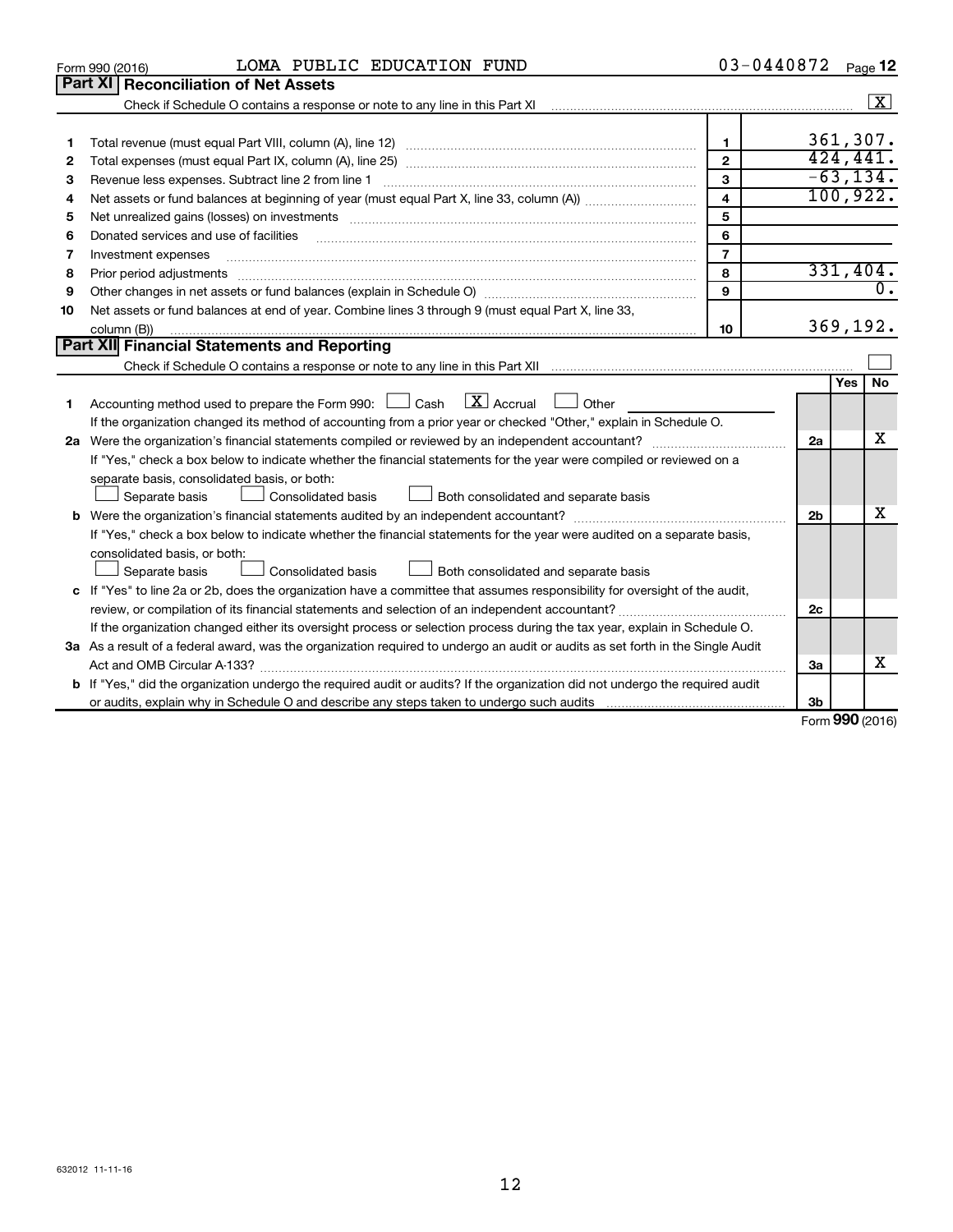Form 990 (2016) LOMA PUBLIC EDUCATION FUND 03-0440872

## Part XI Reconciliation of Net Assets

Check if Schedule O contains a response or note to any line in this Part XI ..... [X]

| | | | |
|---|---|---|---|
| 1 | Total revenue (must equal Part VIII, column (A), line 12) | 1 | 361,307. |
| 2 | Total expenses (must equal Part IX, column (A), line 25) | 2 | 424,441. |
| 3 | Revenue less expenses. Subtract line 2 from line 1 | 3 | -63,134. |
| 4 | Net assets or fund balances at beginning of year (must equal Part X, line 33, column (A)) | 4 | 100,922. |
| 5 | Net unrealized gains (losses) on investments | 5 | |
| 6 | Donated services and use of facilities | 6 | |
| 7 | Investment expenses | 7 | |
| 8 | Prior period adjustments | 8 | 331,404. |
| 9 | Other changes in net assets or fund balances (explain in Schedule O) | 9 | 0. |
| 10 | Net assets or fund balances at end of year. Combine lines 3 through 9 (must equal Part X, line 33, column (B)) | 10 | 369,192. |

## Part XII Financial Statements and Reporting

Check if Schedule O contains a response or note to any line in this Part XII ..... [ ]

| | | | Yes | No |
|---|---|---|---|---|
| 1 | Accounting method used to prepare the Form 990: [ ] Cash [X] Accrual [ ] Other<br>If the organization changed its method of accounting from a prior year or checked "Other," explain in Schedule O. | | | |
| 2a | Were the organization's financial statements compiled or reviewed by an independent accountant?<br>If "Yes," check a box below to indicate whether the financial statements for the year were compiled or reviewed on a separate basis, consolidated basis, or both:<br>[ ] Separate basis [ ] Consolidated basis [ ] Both consolidated and separate basis | 2a | | X |
| b | Were the organization's financial statements audited by an independent accountant?<br>If "Yes," check a box below to indicate whether the financial statements for the year were audited on a separate basis, consolidated basis, or both:<br>[ ] Separate basis [ ] Consolidated basis [ ] Both consolidated and separate basis | 2b | | X |
| c | If "Yes" to line 2a or 2b, does the organization have a committee that assumes responsibility for oversight of the audit, review, or compilation of its financial statements and selection of an independent accountant?<br>If the organization changed either its oversight process or selection process during the tax year, explain in Schedule O. | 2c | | |
| 3a | As a result of a federal award, was the organization required to undergo an audit or audits as set forth in the Single Audit Act and OMB Circular A-133? | 3a | | X |
| b | If "Yes," did the organization undergo the required audit or audits? If the organization did not undergo the required audit or audits, explain why in Schedule O and describe any steps taken to undergo such audits | 3b | | |

Form 990 (2016)

632012 11-11-16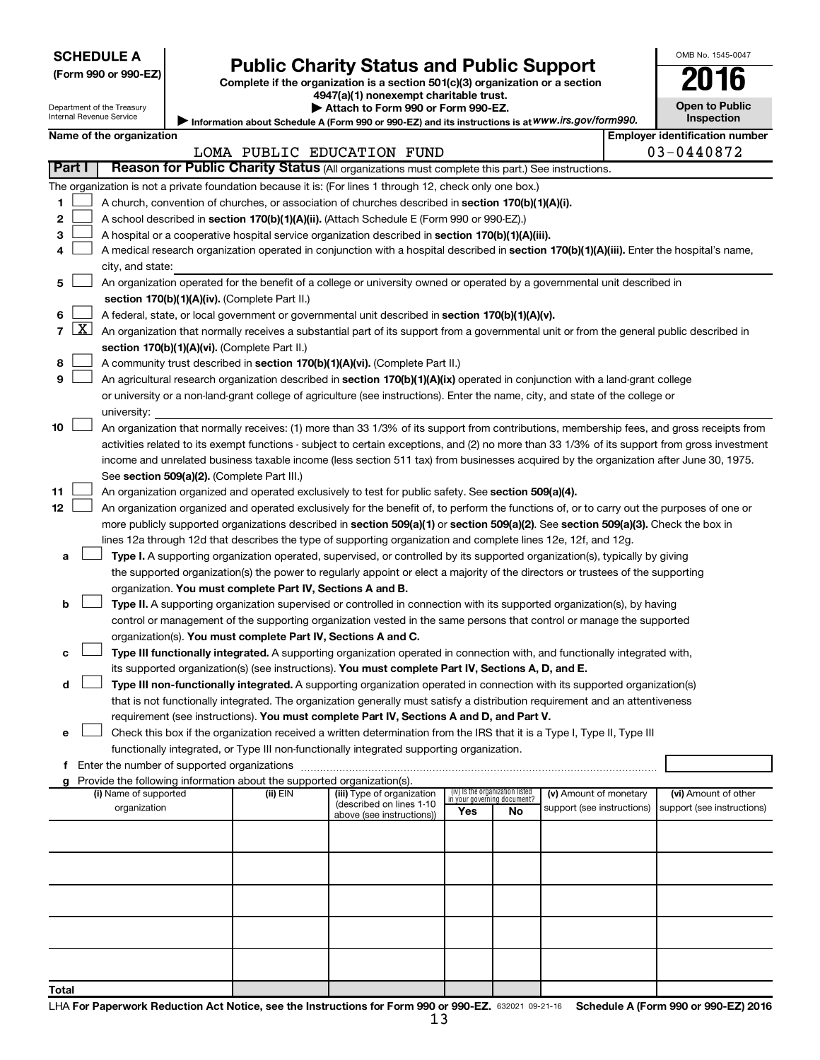**SCHEDULE A**
**(Form 990 or 990-EZ)**

Department of the Treasury
Internal Revenue Service

# Public Charity Status and Public Support

**Complete if the organization is a section 501(c)(3) organization or a section 4947(a)(1) nonexempt charitable trust.**
**▶ Attach to Form 990 or Form 990-EZ.**
**▶ Information about Schedule A (Form 990 or 990-EZ) and its instructions is at *www.irs.gov/form990.***

OMB No. 1545-0047
**2016**
**Open to Public Inspection**

**Name of the organization:** LOMA PUBLIC EDUCATION FUND
**Employer identification number:** 03-0440872

## Part I — Reason for Public Charity Status (All organizations must complete this part.) See instructions.

The organization is not a private foundation because it is: (For lines 1 through 12, check only one box.)

1. ☐ A church, convention of churches, or association of churches described in **section 170(b)(1)(A)(i).**
2. ☐ A school described in **section 170(b)(1)(A)(ii).** (Attach Schedule E (Form 990 or 990-EZ).)
3. ☐ A hospital or a cooperative hospital service organization described in **section 170(b)(1)(A)(iii).**
4. ☐ A medical research organization operated in conjunction with a hospital described in **section 170(b)(1)(A)(iii).** Enter the hospital's name, city, and state:
5. ☐ An organization operated for the benefit of a college or university owned or operated by a governmental unit described in **section 170(b)(1)(A)(iv).** (Complete Part II.)
6. ☐ A federal, state, or local government or governmental unit described in **section 170(b)(1)(A)(v).**
7. ☒ An organization that normally receives a substantial part of its support from a governmental unit or from the general public described in **section 170(b)(1)(A)(vi).** (Complete Part II.)
8. ☐ A community trust described in **section 170(b)(1)(A)(vi).** (Complete Part II.)
9. ☐ An agricultural research organization described in **section 170(b)(1)(A)(ix)** operated in conjunction with a land-grant college or university or a non-land-grant college of agriculture (see instructions). Enter the name, city, and state of the college or university:
10. ☐ An organization that normally receives: (1) more than 33 1/3% of its support from contributions, membership fees, and gross receipts from activities related to its exempt functions - subject to certain exceptions, and (2) no more than 33 1/3% of its support from gross investment income and unrelated business taxable income (less section 511 tax) from businesses acquired by the organization after June 30, 1975. See **section 509(a)(2).** (Complete Part III.)
11. ☐ An organization organized and operated exclusively to test for public safety. See **section 509(a)(4).**
12. ☐ An organization organized and operated exclusively for the benefit of, to perform the functions of, or to carry out the purposes of one or more publicly supported organizations described in **section 509(a)(1)** or **section 509(a)(2)**. See **section 509(a)(3).** Check the box in lines 12a through 12d that describes the type of supporting organization and complete lines 12e, 12f, and 12g.
   - **a** ☐ **Type I.** A supporting organization operated, supervised, or controlled by its supported organization(s), typically by giving the supported organization(s) the power to regularly appoint or elect a majority of the directors or trustees of the supporting organization. **You must complete Part IV, Sections A and B.**
   - **b** ☐ **Type II.** A supporting organization supervised or controlled in connection with its supported organization(s), by having control or management of the supporting organization vested in the same persons that control or manage the supported organization(s). **You must complete Part IV, Sections A and C.**
   - **c** ☐ **Type III functionally integrated.** A supporting organization operated in connection with, and functionally integrated with, its supported organization(s) (see instructions). **You must complete Part IV, Sections A, D, and E.**
   - **d** ☐ **Type III non-functionally integrated.** A supporting organization operated in connection with its supported organization(s) that is not functionally integrated. The organization generally must satisfy a distribution requirement and an attentiveness requirement (see instructions). **You must complete Part IV, Sections A and D, and Part V.**
   - **e** ☐ Check this box if the organization received a written determination from the IRS that it is a Type I, Type II, Type III functionally integrated, or Type III non-functionally integrated supporting organization.
   - **f** Enter the number of supported organizations
   - **g** Provide the following information about the supported organization(s).

| (i) Name of supported organization | (ii) EIN | (iii) Type of organization (described on lines 1-10 above (see instructions)) | (iv) Is the organization listed in your governing document? Yes | No | (v) Amount of monetary support (see instructions) | (vi) Amount of other support (see instructions) |
|---|---|---|---|---|---|---|
| | | | | | | |
| | | | | | | |
| | | | | | | |
| | | | | | | |
| | | | | | | |
| Total | | | | | | |

LHA **For Paperwork Reduction Act Notice, see the Instructions for Form 990 or 990-EZ.** 632021 09-21-16 **Schedule A (Form 990 or 990-EZ) 2016**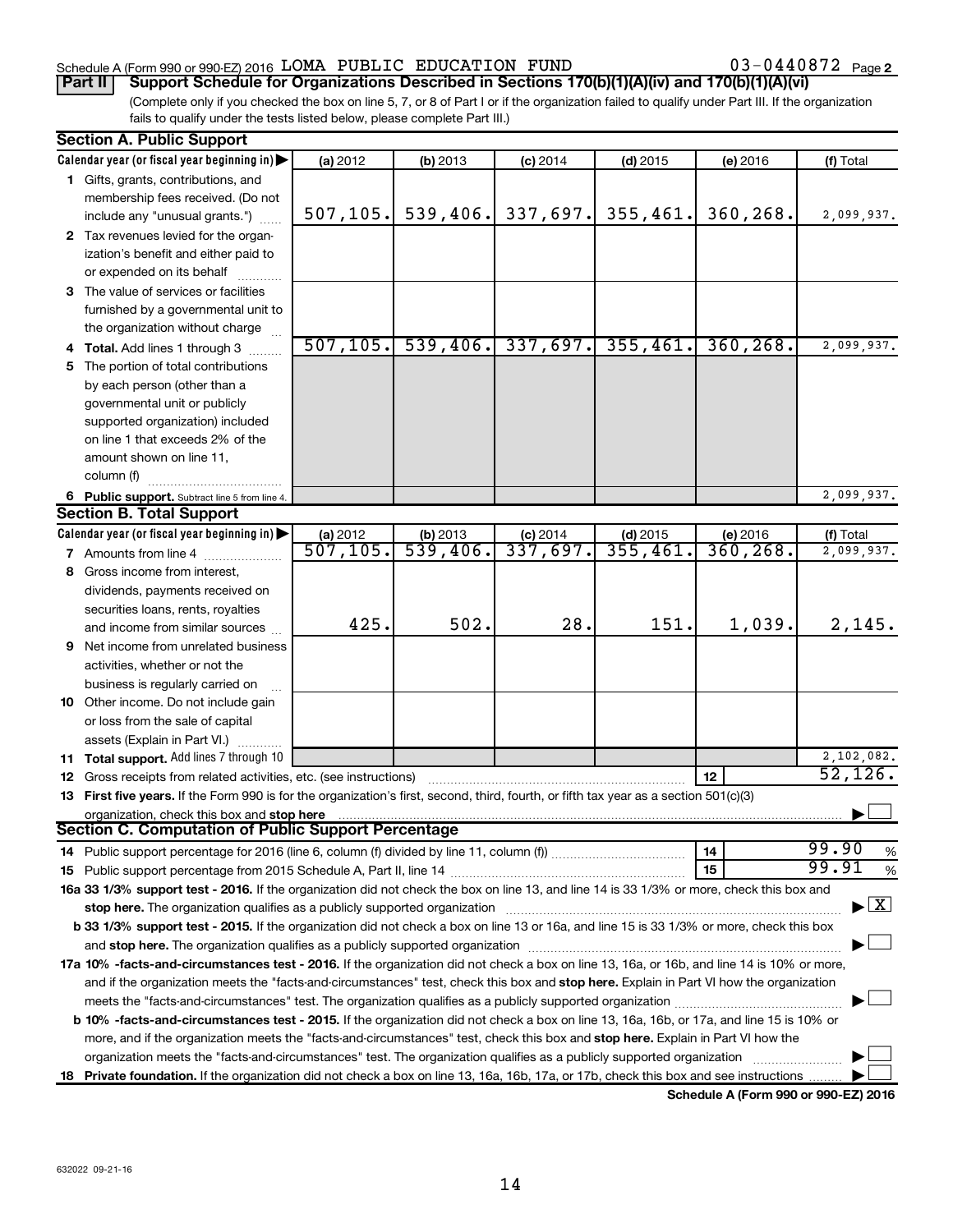Schedule A (Form 990 or 990-EZ) 2016 LOMA PUBLIC EDUCATION FUND 03-0440872 Page 2

**Part II Support Schedule for Organizations Described in Sections 170(b)(1)(A)(iv) and 170(b)(1)(A)(vi)**

(Complete only if you checked the box on line 5, 7, or 8 of Part I or if the organization failed to qualify under Part III. If the organization fails to qualify under the tests listed below, please complete Part III.)

**Section A. Public Support**

| Calendar year (or fiscal year beginning in) | (a) 2012 | (b) 2013 | (c) 2014 | (d) 2015 | (e) 2016 | (f) Total |
|---|---|---|---|---|---|---|
| 1 Gifts, grants, contributions, and membership fees received. (Do not include any "unusual grants.") | 507,105. | 539,406. | 337,697. | 355,461. | 360,268. | 2,099,937. |
| 2 Tax revenues levied for the organization's benefit and either paid to or expended on its behalf | | | | | | |
| 3 The value of services or facilities furnished by a governmental unit to the organization without charge | | | | | | |
| 4 **Total.** Add lines 1 through 3 | 507,105. | 539,406. | 337,697. | 355,461. | 360,268. | 2,099,937. |
| 5 The portion of total contributions by each person (other than a governmental unit or publicly supported organization) included on line 1 that exceeds 2% of the amount shown on line 11, column (f) | | | | | | |
| 6 **Public support.** Subtract line 5 from line 4. | | | | | | 2,099,937. |

**Section B. Total Support**

| Calendar year (or fiscal year beginning in) | (a) 2012 | (b) 2013 | (c) 2014 | (d) 2015 | (e) 2016 | (f) Total |
|---|---|---|---|---|---|---|
| 7 Amounts from line 4 | 507,105. | 539,406. | 337,697. | 355,461. | 360,268. | 2,099,937. |
| 8 Gross income from interest, dividends, payments received on securities loans, rents, royalties and income from similar sources | 425. | 502. | 28. | 151. | 1,039. | 2,145. |
| 9 Net income from unrelated business activities, whether or not the business is regularly carried on | | | | | | |
| 10 Other income. Do not include gain or loss from the sale of capital assets (Explain in Part VI.) | | | | | | |
| 11 **Total support.** Add lines 7 through 10 | | | | | | 2,102,082. |

12 Gross receipts from related activities, etc. (see instructions) ... 12 | 52,126.

13 **First five years.** If the Form 990 is for the organization's first, second, third, fourth, or fifth tax year as a section 501(c)(3) organization, check this box and **stop here** ☐

**Section C. Computation of Public Support Percentage**

14 Public support percentage for 2016 (line 6, column (f) divided by line 11, column (f)) ... 14 | 99.90 %

15 Public support percentage from 2015 Schedule A, Part II, line 14 ... 15 | 99.91 %

**16a 33 1/3% support test - 2016.** If the organization did not check the box on line 13, and line 14 is 33 1/3% or more, check this box and **stop here.** The organization qualifies as a publicly supported organization ☒

**b 33 1/3% support test - 2015.** If the organization did not check a box on line 13 or 16a, and line 15 is 33 1/3% or more, check this box and **stop here.** The organization qualifies as a publicly supported organization ☐

**17a 10% -facts-and-circumstances test - 2016.** If the organization did not check a box on line 13, 16a, or 16b, and line 14 is 10% or more, and if the organization meets the "facts-and-circumstances" test, check this box and **stop here.** Explain in Part VI how the organization meets the "facts-and-circumstances" test. The organization qualifies as a publicly supported organization ☐

**b 10% -facts-and-circumstances test - 2015.** If the organization did not check a box on line 13, 16a, 16b, or 17a, and line 15 is 10% or more, and if the organization meets the "facts-and-circumstances" test, check this box and **stop here.** Explain in Part VI how the organization meets the "facts-and-circumstances" test. The organization qualifies as a publicly supported organization ☐

**18 Private foundation.** If the organization did not check a box on line 13, 16a, 16b, 17a, or 17b, check this box and see instructions ☐

**Schedule A (Form 990 or 990-EZ) 2016**

632022 09-21-16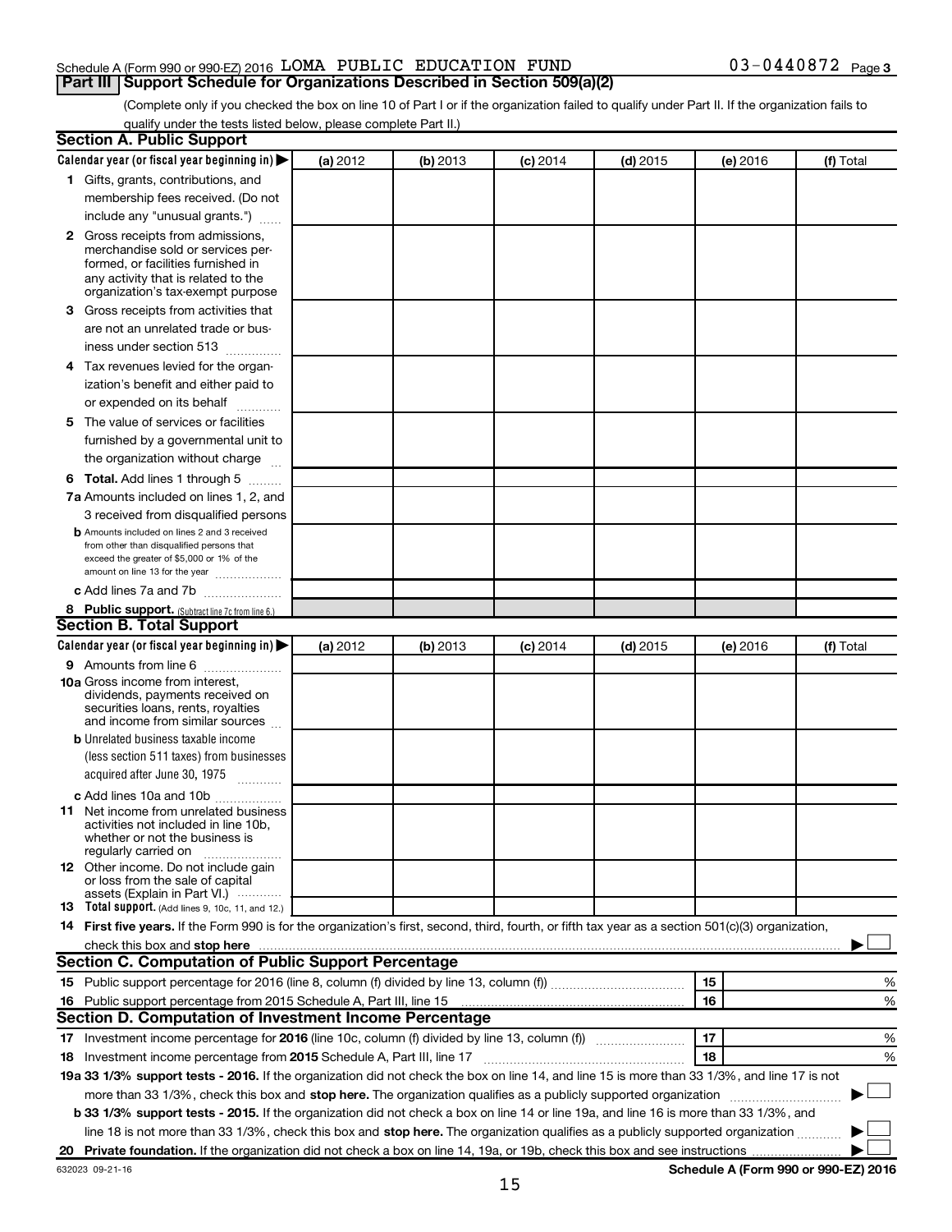Schedule A (Form 990 or 990-EZ) 2016 LOMA PUBLIC EDUCATION FUND 03-0440872 Page 3

## Part III Support Schedule for Organizations Described in Section 509(a)(2)

(Complete only if you checked the box on line 10 of Part I or if the organization failed to qualify under Part II. If the organization fails to qualify under the tests listed below, please complete Part II.)

### Section A. Public Support

| Calendar year (or fiscal year beginning in) ▶ | (a) 2012 | (b) 2013 | (c) 2014 | (d) 2015 | (e) 2016 | (f) Total |
|---|---|---|---|---|---|---|
| 1 Gifts, grants, contributions, and membership fees received. (Do not include any "unusual grants.") | | | | | | |
| 2 Gross receipts from admissions, merchandise sold or services performed, or facilities furnished in any activity that is related to the organization's tax-exempt purpose | | | | | | |
| 3 Gross receipts from activities that are not an unrelated trade or business under section 513 | | | | | | |
| 4 Tax revenues levied for the organization's benefit and either paid to or expended on its behalf | | | | | | |
| 5 The value of services or facilities furnished by a governmental unit to the organization without charge | | | | | | |
| 6 Total. Add lines 1 through 5 | | | | | | |
| 7a Amounts included on lines 1, 2, and 3 received from disqualified persons | | | | | | |
| b Amounts included on lines 2 and 3 received from other than disqualified persons that exceed the greater of $5,000 or 1% of the amount on line 13 for the year | | | | | | |
| c Add lines 7a and 7b | | | | | | |
| 8 Public support. (Subtract line 7c from line 6.) | | | | | | |

### Section B. Total Support

| Calendar year (or fiscal year beginning in) ▶ | (a) 2012 | (b) 2013 | (c) 2014 | (d) 2015 | (e) 2016 | (f) Total |
|---|---|---|---|---|---|---|
| 9 Amounts from line 6 | | | | | | |
| 10a Gross income from interest, dividends, payments received on securities loans, rents, royalties and income from similar sources | | | | | | |
| b Unrelated business taxable income (less section 511 taxes) from businesses acquired after June 30, 1975 | | | | | | |
| c Add lines 10a and 10b | | | | | | |
| 11 Net income from unrelated business activities not included in line 10b, whether or not the business is regularly carried on | | | | | | |
| 12 Other income. Do not include gain or loss from the sale of capital assets (Explain in Part VI.) | | | | | | |
| 13 Total support. (Add lines 9, 10c, 11, and 12.) | | | | | | |

14 **First five years.** If the Form 990 is for the organization's first, second, third, fourth, or fifth tax year as a section 501(c)(3) organization, check this box and **stop here** ▶ ☐

### Section C. Computation of Public Support Percentage

| | | | |
|---|---|---|---|
| 15 Public support percentage for 2016 (line 8, column (f) divided by line 13, column (f)) | 15 | | % |
| 16 Public support percentage from 2015 Schedule A, Part III, line 15 | 16 | | % |

### Section D. Computation of Investment Income Percentage

| | | | |
|---|---|---|---|
| 17 Investment income percentage for **2016** (line 10c, column (f) divided by line 13, column (f)) | 17 | | % |
| 18 Investment income percentage from **2015** Schedule A, Part III, line 17 | 18 | | % |

**19a 33 1/3% support tests - 2016.** If the organization did not check the box on line 14, and line 15 is more than 33 1/3%, and line 17 is not more than 33 1/3%, check this box and **stop here.** The organization qualifies as a publicly supported organization ▶ ☐

**b 33 1/3% support tests - 2015.** If the organization did not check a box on line 14 or line 19a, and line 16 is more than 33 1/3%, and line 18 is not more than 33 1/3%, check this box and **stop here.** The organization qualifies as a publicly supported organization ▶ ☐

**20 Private foundation.** If the organization did not check a box on line 14, 19a, or 19b, check this box and see instructions ▶ ☐

632023 09-21-16 **Schedule A (Form 990 or 990-EZ) 2016**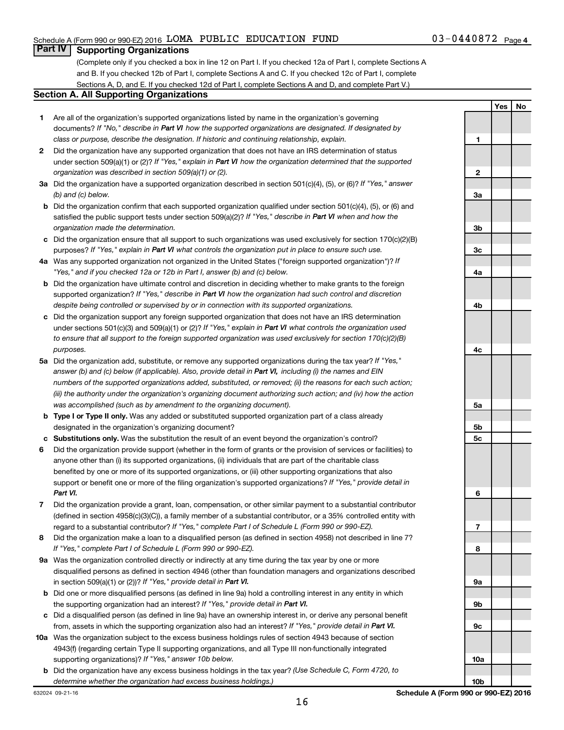Schedule A (Form 990 or 990-EZ) 2016 LOMA PUBLIC EDUCATION FUND 03-0440872 Page 4

## Part IV Supporting Organizations

(Complete only if you checked a box in line 12 on Part I. If you checked 12a of Part I, complete Sections A and B. If you checked 12b of Part I, complete Sections A and C. If you checked 12c of Part I, complete Sections A, D, and E. If you checked 12d of Part I, complete Sections A and D, and complete Part V.)

### Section A. All Supporting Organizations

| | | | Yes | No |
|---|---|---|---|---|
| **1** | Are all of the organization's supported organizations listed by name in the organization's governing documents? *If "No," describe in **Part VI** how the supported organizations are designated. If designated by class or purpose, describe the designation. If historic and continuing relationship, explain.* | 1 | | |
| **2** | Did the organization have any supported organization that does not have an IRS determination of status under section 509(a)(1) or (2)? *If "Yes," explain in **Part VI** how the organization determined that the supported organization was described in section 509(a)(1) or (2).* | 2 | | |
| **3a** | Did the organization have a supported organization described in section 501(c)(4), (5), or (6)? *If "Yes," answer (b) and (c) below.* | 3a | | |
| **b** | Did the organization confirm that each supported organization qualified under section 501(c)(4), (5), or (6) and satisfied the public support tests under section 509(a)(2)? *If "Yes," describe in **Part VI** when and how the organization made the determination.* | 3b | | |
| **c** | Did the organization ensure that all support to such organizations was used exclusively for section 170(c)(2)(B) purposes? *If "Yes," explain in **Part VI** what controls the organization put in place to ensure such use.* | 3c | | |
| **4a** | Was any supported organization not organized in the United States ("foreign supported organization")? *If "Yes," and if you checked 12a or 12b in Part I, answer (b) and (c) below.* | 4a | | |
| **b** | Did the organization have ultimate control and discretion in deciding whether to make grants to the foreign supported organization? *If "Yes," describe in **Part VI** how the organization had such control and discretion despite being controlled or supervised by or in connection with its supported organizations.* | 4b | | |
| **c** | Did the organization support any foreign supported organization that does not have an IRS determination under sections 501(c)(3) and 509(a)(1) or (2)? *If "Yes," explain in **Part VI** what controls the organization used to ensure that all support to the foreign supported organization was used exclusively for section 170(c)(2)(B) purposes.* | 4c | | |
| **5a** | Did the organization add, substitute, or remove any supported organizations during the tax year? *If "Yes," answer (b) and (c) below (if applicable). Also, provide detail in **Part VI**, including (i) the names and EIN numbers of the supported organizations added, substituted, or removed; (ii) the reasons for each such action; (iii) the authority under the organization's organizing document authorizing such action; and (iv) how the action was accomplished (such as by amendment to the organizing document).* | 5a | | |
| **b** | **Type I or Type II only.** Was any added or substituted supported organization part of a class already designated in the organization's organizing document? | 5b | | |
| **c** | **Substitutions only.** Was the substitution the result of an event beyond the organization's control? | 5c | | |
| **6** | Did the organization provide support (whether in the form of grants or the provision of services or facilities) to anyone other than (i) its supported organizations, (ii) individuals that are part of the charitable class benefited by one or more of its supported organizations, or (iii) other supporting organizations that also support or benefit one or more of the filing organization's supported organizations? *If "Yes," provide detail in **Part VI.*** | 6 | | |
| **7** | Did the organization provide a grant, loan, compensation, or other similar payment to a substantial contributor (defined in section 4958(c)(3)(C)), a family member of a substantial contributor, or a 35% controlled entity with regard to a substantial contributor? *If "Yes," complete Part I of Schedule L (Form 990 or 990-EZ).* | 7 | | |
| **8** | Did the organization make a loan to a disqualified person (as defined in section 4958) not described in line 7? *If "Yes," complete Part I of Schedule L (Form 990 or 990-EZ).* | 8 | | |
| **9a** | Was the organization controlled directly or indirectly at any time during the tax year by one or more disqualified persons as defined in section 4946 (other than foundation managers and organizations described in section 509(a)(1) or (2))? *If "Yes," provide detail in **Part VI.*** | 9a | | |
| **b** | Did one or more disqualified persons (as defined in line 9a) hold a controlling interest in any entity in which the supporting organization had an interest? *If "Yes," provide detail in **Part VI.*** | 9b | | |
| **c** | Did a disqualified person (as defined in line 9a) have an ownership interest in, or derive any personal benefit from, assets in which the supporting organization also had an interest? *If "Yes," provide detail in **Part VI.*** | 9c | | |
| **10a** | Was the organization subject to the excess business holdings rules of section 4943 because of section 4943(f) (regarding certain Type II supporting organizations, and all Type III non-functionally integrated supporting organizations)? *If "Yes," answer 10b below.* | 10a | | |
| **b** | Did the organization have any excess business holdings in the tax year? *(Use Schedule C, Form 4720, to determine whether the organization had excess business holdings.)* | 10b | | |

632024 09-21-16

**Schedule A (Form 990 or 990-EZ) 2016**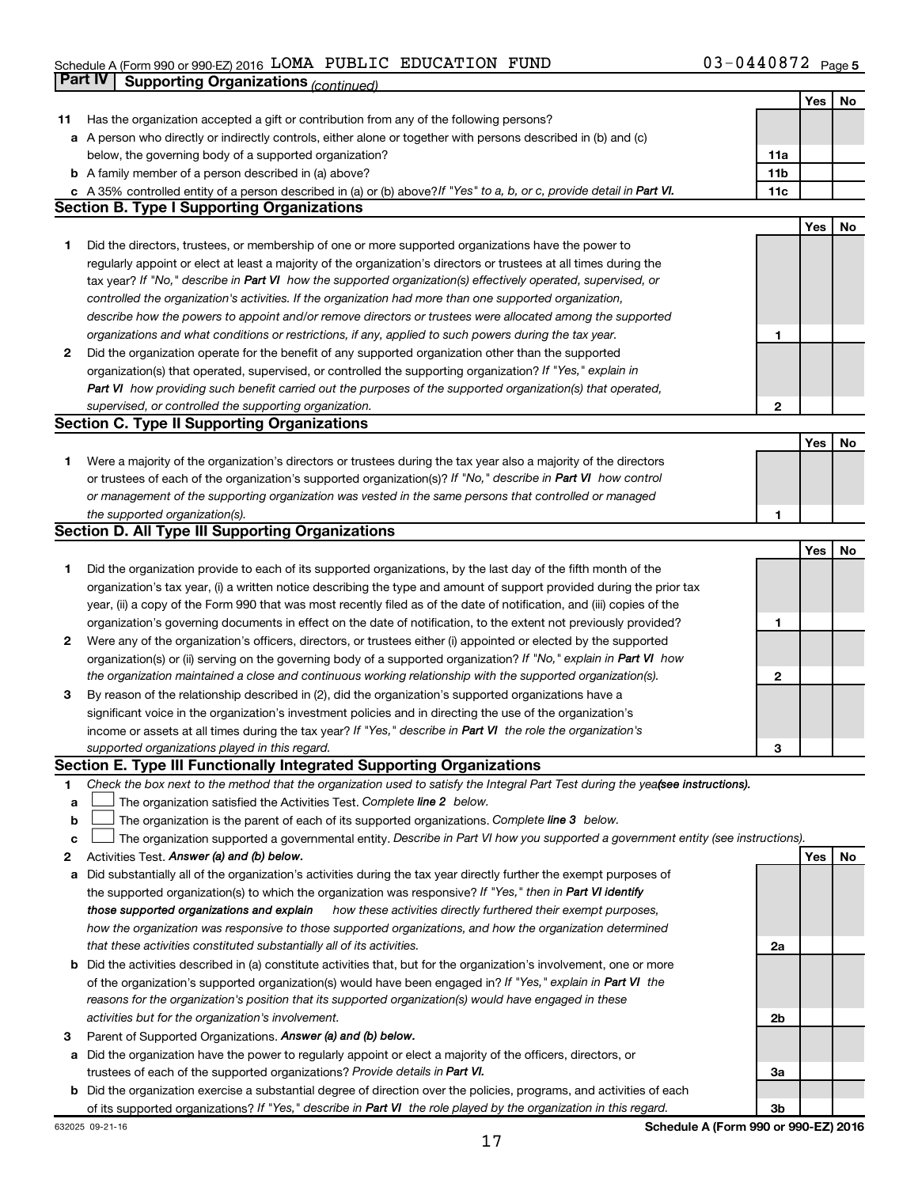Schedule A (Form 990 or 990-EZ) 2016 LOMA PUBLIC EDUCATION FUND 03-0440872 Page 5

## Part IV Supporting Organizations *(continued)*

| | | | Yes | No |
|---|---|---|---|---|
| **11** | Has the organization accepted a gift or contribution from any of the following persons? | | | |
| **a** | A person who directly or indirectly controls, either alone or together with persons described in (b) and (c) below, the governing body of a supported organization? | **11a** | | |
| **b** | A family member of a person described in (a) above? | **11b** | | |
| **c** | A 35% controlled entity of a person described in (a) or (b) above? *If "Yes" to a, b, or c, provide detail in **Part VI**.* | **11c** | | |

### Section B. Type I Supporting Organizations

| | | | Yes | No |
|---|---|---|---|---|
| **1** | Did the directors, trustees, or membership of one or more supported organizations have the power to regularly appoint or elect at least a majority of the organization's directors or trustees at all times during the tax year? *If "No," describe in **Part VI** how the supported organization(s) effectively operated, supervised, or controlled the organization's activities. If the organization had more than one supported organization, describe how the powers to appoint and/or remove directors or trustees were allocated among the supported organizations and what conditions or restrictions, if any, applied to such powers during the tax year.* | **1** | | |
| **2** | Did the organization operate for the benefit of any supported organization other than the supported organization(s) that operated, supervised, or controlled the supporting organization? *If "Yes," explain in **Part VI** how providing such benefit carried out the purposes of the supported organization(s) that operated, supervised, or controlled the supporting organization.* | **2** | | |

### Section C. Type II Supporting Organizations

| | | | Yes | No |
|---|---|---|---|---|
| **1** | Were a majority of the organization's directors or trustees during the tax year also a majority of the directors or trustees of each of the organization's supported organization(s)? *If "No," describe in **Part VI** how control or management of the supporting organization was vested in the same persons that controlled or managed the supported organization(s).* | **1** | | |

### Section D. All Type III Supporting Organizations

| | | | Yes | No |
|---|---|---|---|---|
| **1** | Did the organization provide to each of its supported organizations, by the last day of the fifth month of the organization's tax year, (i) a written notice describing the type and amount of support provided during the prior tax year, (ii) a copy of the Form 990 that was most recently filed as of the date of notification, and (iii) copies of the organization's governing documents in effect on the date of notification, to the extent not previously provided? | **1** | | |
| **2** | Were any of the organization's officers, directors, or trustees either (i) appointed or elected by the supported organization(s) or (ii) serving on the governing body of a supported organization? *If "No," explain in **Part VI** how the organization maintained a close and continuous working relationship with the supported organization(s).* | **2** | | |
| **3** | By reason of the relationship described in (2), did the organization's supported organizations have a significant voice in the organization's investment policies and in directing the use of the organization's income or assets at all times during the tax year? *If "Yes," describe in **Part VI** the role the organization's supported organizations played in this regard.* | **3** | | |

### Section E. Type III Functionally Integrated Supporting Organizations

**1** *Check the box next to the method that the organization used to satisfy the Integral Part Test during the year **(see instructions).***

**a** ☐ The organization satisfied the Activities Test. *Complete **line 2** below.*

**b** ☐ The organization is the parent of each of its supported organizations. *Complete **line 3** below.*

**c** ☐ The organization supported a governmental entity. *Describe in Part VI how you supported a government entity (see instructions).*

| | | | Yes | No |
|---|---|---|---|---|
| **2** | Activities Test. ***Answer (a) and (b) below.*** | | | |
| **a** | Did substantially all of the organization's activities during the tax year directly further the exempt purposes of the supported organization(s) to which the organization was responsive? *If "Yes," then in **Part VI identify those supported organizations and explain** how these activities directly furthered their exempt purposes, how the organization was responsive to those supported organizations, and how the organization determined that these activities constituted substantially all of its activities.* | **2a** | | |
| **b** | Did the activities described in (a) constitute activities that, but for the organization's involvement, one or more of the organization's supported organization(s) would have been engaged in? *If "Yes," explain in **Part VI** the reasons for the organization's position that its supported organization(s) would have engaged in these activities but for the organization's involvement.* | **2b** | | |
| **3** | Parent of Supported Organizations. ***Answer (a) and (b) below.*** | | | |
| **a** | Did the organization have the power to regularly appoint or elect a majority of the officers, directors, or trustees of each of the supported organizations? *Provide details in **Part VI**.* | **3a** | | |
| **b** | Did the organization exercise a substantial degree of direction over the policies, programs, and activities of each of its supported organizations? *If "Yes," describe in **Part VI** the role played by the organization in this regard.* | **3b** | | |

632025 09-21-16 **Schedule A (Form 990 or 990-EZ) 2016**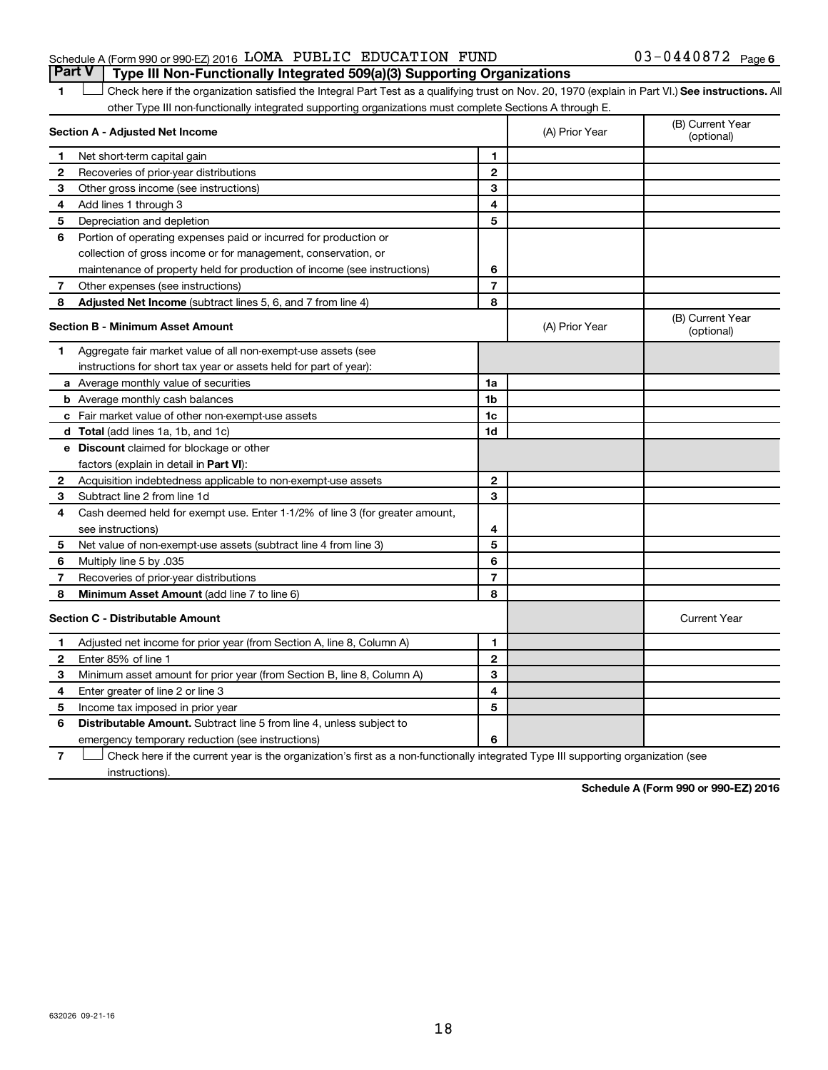Schedule A (Form 990 or 990-EZ) 2016 LOMA PUBLIC EDUCATION FUND 03-0440872 Page 6

## Part V Type III Non-Functionally Integrated 509(a)(3) Supporting Organizations

1 ☐ Check here if the organization satisfied the Integral Part Test as a qualifying trust on Nov. 20, 1970 (explain in Part VI.) **See instructions.** All other Type III non-functionally integrated supporting organizations must complete Sections A through E.

| **Section A - Adjusted Net Income** | | | (A) Prior Year | (B) Current Year (optional) |
|---|---|---|---|---|
| 1 | Net short-term capital gain | 1 | | |
| 2 | Recoveries of prior-year distributions | 2 | | |
| 3 | Other gross income (see instructions) | 3 | | |
| 4 | Add lines 1 through 3 | 4 | | |
| 5 | Depreciation and depletion | 5 | | |
| 6 | Portion of operating expenses paid or incurred for production or collection of gross income or for management, conservation, or maintenance of property held for production of income (see instructions) | 6 | | |
| 7 | Other expenses (see instructions) | 7 | | |
| 8 | **Adjusted Net Income** (subtract lines 5, 6, and 7 from line 4) | 8 | | |

| **Section B - Minimum Asset Amount** | | | (A) Prior Year | (B) Current Year (optional) |
|---|---|---|---|---|
| 1 | Aggregate fair market value of all non-exempt-use assets (see instructions for short tax year or assets held for part of year): | | | |
| a | Average monthly value of securities | 1a | | |
| b | Average monthly cash balances | 1b | | |
| c | Fair market value of other non-exempt-use assets | 1c | | |
| d | **Total** (add lines 1a, 1b, and 1c) | 1d | | |
| e | **Discount** claimed for blockage or other factors (explain in detail in **Part VI**): | | | |
| 2 | Acquisition indebtedness applicable to non-exempt-use assets | 2 | | |
| 3 | Subtract line 2 from line 1d | 3 | | |
| 4 | Cash deemed held for exempt use. Enter 1-1/2% of line 3 (for greater amount, see instructions) | 4 | | |
| 5 | Net value of non-exempt-use assets (subtract line 4 from line 3) | 5 | | |
| 6 | Multiply line 5 by .035 | 6 | | |
| 7 | Recoveries of prior-year distributions | 7 | | |
| 8 | **Minimum Asset Amount** (add line 7 to line 6) | 8 | | |

| **Section C - Distributable Amount** | | | | Current Year |
|---|---|---|---|---|
| 1 | Adjusted net income for prior year (from Section A, line 8, Column A) | 1 | | |
| 2 | Enter 85% of line 1 | 2 | | |
| 3 | Minimum asset amount for prior year (from Section B, line 8, Column A) | 3 | | |
| 4 | Enter greater of line 2 or line 3 | 4 | | |
| 5 | Income tax imposed in prior year | 5 | | |
| 6 | **Distributable Amount.** Subtract line 5 from line 4, unless subject to emergency temporary reduction (see instructions) | 6 | | |

7 ☐ Check here if the current year is the organization's first as a non-functionally integrated Type III supporting organization (see instructions).

**Schedule A (Form 990 or 990-EZ) 2016**

632026 09-21-16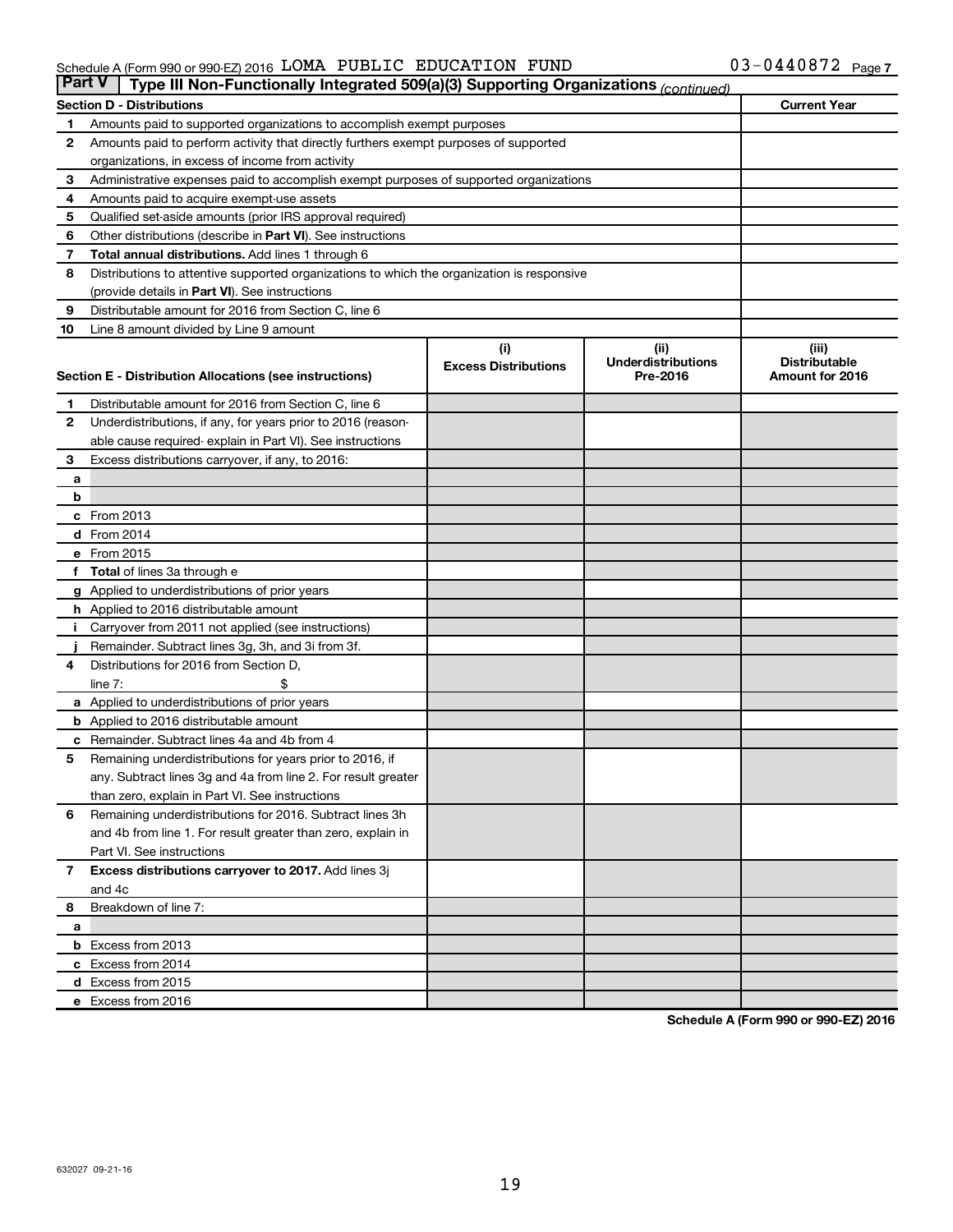Schedule A (Form 990 or 990-EZ) 2016 LOMA PUBLIC EDUCATION FUND 03-0440872 Page 7

## Part V — Type III Non-Functionally Integrated 509(a)(3) Supporting Organizations *(continued)*

| Section D - Distributions | | Current Year |
|---|---|---|
| 1 | Amounts paid to supported organizations to accomplish exempt purposes | |
| 2 | Amounts paid to perform activity that directly furthers exempt purposes of supported organizations, in excess of income from activity | |
| 3 | Administrative expenses paid to accomplish exempt purposes of supported organizations | |
| 4 | Amounts paid to acquire exempt-use assets | |
| 5 | Qualified set-aside amounts (prior IRS approval required) | |
| 6 | Other distributions (describe in **Part VI**). See instructions | |
| 7 | **Total annual distributions.** Add lines 1 through 6 | |
| 8 | Distributions to attentive supported organizations to which the organization is responsive (provide details in **Part VI**). See instructions | |
| 9 | Distributable amount for 2016 from Section C, line 6 | |
| 10 | Line 8 amount divided by Line 9 amount | |

| Section E - Distribution Allocations (see instructions) | | (i) Excess Distributions | (ii) Underdistributions Pre-2016 | (iii) Distributable Amount for 2016 |
|---|---|---|---|---|
| 1 | Distributable amount for 2016 from Section C, line 6 | | | |
| 2 | Underdistributions, if any, for years prior to 2016 (reasonable cause required- explain in Part VI). See instructions | | | |
| 3 | Excess distributions carryover, if any, to 2016: | | | |
| a | | | | |
| b | | | | |
| c | From 2013 | | | |
| d | From 2014 | | | |
| e | From 2015 | | | |
| f | **Total** of lines 3a through e | | | |
| g | Applied to underdistributions of prior years | | | |
| h | Applied to 2016 distributable amount | | | |
| i | Carryover from 2011 not applied (see instructions) | | | |
| j | Remainder. Subtract lines 3g, 3h, and 3i from 3f. | | | |
| 4 | Distributions for 2016 from Section D, line 7: $ | | | |
| a | Applied to underdistributions of prior years | | | |
| b | Applied to 2016 distributable amount | | | |
| c | Remainder. Subtract lines 4a and 4b from 4 | | | |
| 5 | Remaining underdistributions for years prior to 2016, if any. Subtract lines 3g and 4a from line 2. For result greater than zero, explain in Part VI. See instructions | | | |
| 6 | Remaining underdistributions for 2016. Subtract lines 3h and 4b from line 1. For result greater than zero, explain in Part VI. See instructions | | | |
| 7 | **Excess distributions carryover to 2017.** Add lines 3j and 4c | | | |
| 8 | Breakdown of line 7: | | | |
| a | | | | |
| b | Excess from 2013 | | | |
| c | Excess from 2014 | | | |
| d | Excess from 2015 | | | |
| e | Excess from 2016 | | | |

**Schedule A (Form 990 or 990-EZ) 2016**

632027 09-21-16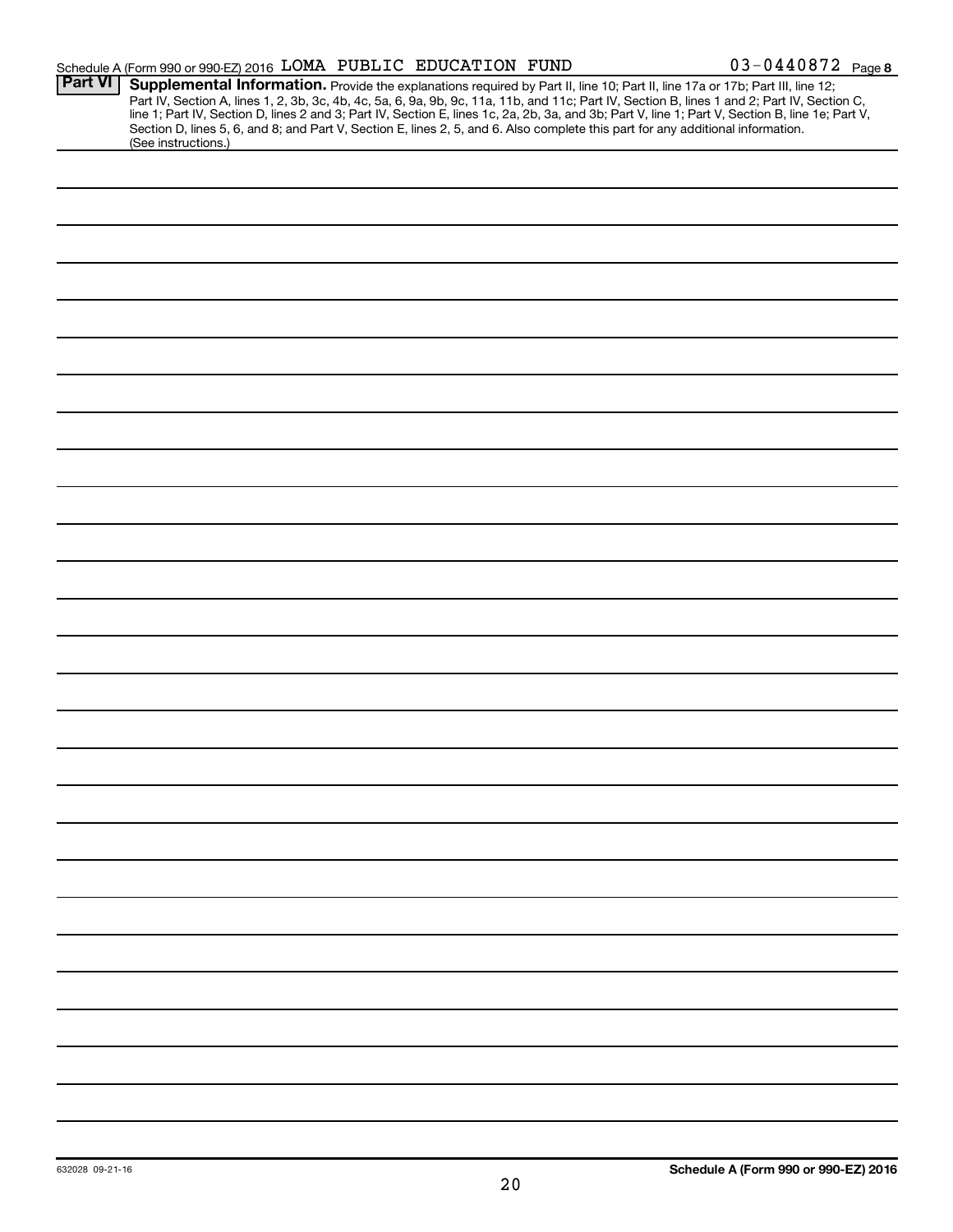Schedule A (Form 990 or 990-EZ) 2016 LOMA PUBLIC EDUCATION FUND 03-0440872 Page **8**

## Part VI Supplemental Information.

Provide the explanations required by Part II, line 10; Part II, line 17a or 17b; Part III, line 12; Part IV, Section A, lines 1, 2, 3b, 3c, 4b, 4c, 5a, 6, 9a, 9b, 9c, 11a, 11b, and 11c; Part IV, Section B, lines 1 and 2; Part IV, Section C, line 1; Part IV, Section D, lines 2 and 3; Part IV, Section E, lines 1c, 2a, 2b, 3a, and 3b; Part V, line 1; Part V, Section B, line 1e; Part V, Section D, lines 5, 6, and 8; and Part V, Section E, lines 2, 5, and 6. Also complete this part for any additional information. (See instructions.)

632028 09-21-16

**Schedule A (Form 990 or 990-EZ) 2016**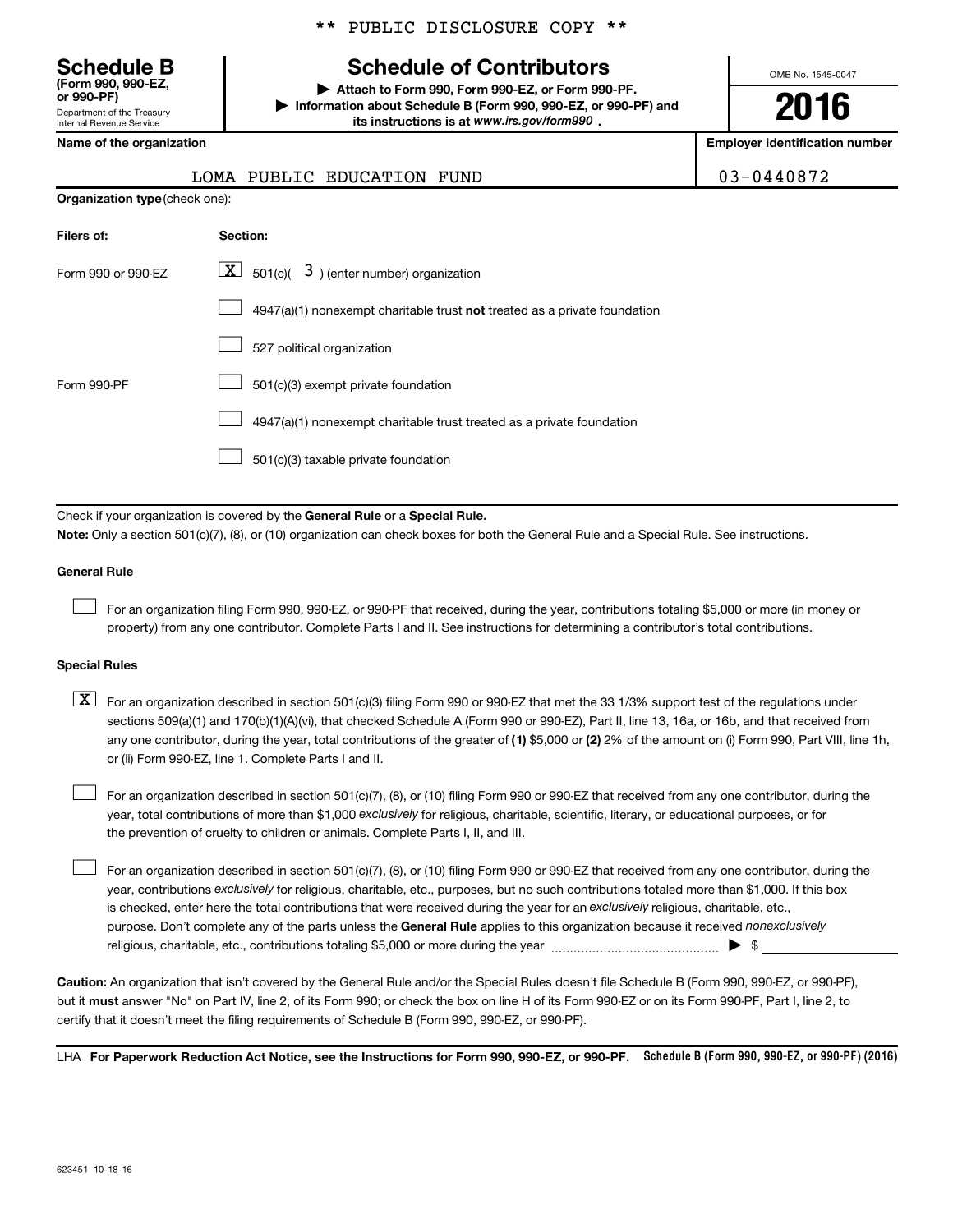\*\* PUBLIC DISCLOSURE COPY \*\*

**Schedule B** (Form 990, 990-EZ, or 990-PF)
Department of the Treasury
Internal Revenue Service

# Schedule of Contributors

▶ Attach to Form 990, Form 990-EZ, or Form 990-PF.
▶ Information about Schedule B (Form 990, 990-EZ, or 990-PF) and its instructions is at www.irs.gov/form990 .

OMB No. 1545-0047

**2016**

| Name of the organization | Employer identification number |
|---|---|
| LOMA PUBLIC EDUCATION FUND | 03-0440872 |

**Organization type** (check one):

| Filers of: | Section: |
|---|---|
| Form 990 or 990-EZ | [X] 501(c)( 3 ) (enter number) organization |
| | [ ] 4947(a)(1) nonexempt charitable trust **not** treated as a private foundation |
| | [ ] 527 political organization |
| Form 990-PF | [ ] 501(c)(3) exempt private foundation |
| | [ ] 4947(a)(1) nonexempt charitable trust treated as a private foundation |
| | [ ] 501(c)(3) taxable private foundation |

Check if your organization is covered by the **General Rule** or a **Special Rule.**

**Note:** Only a section 501(c)(7), (8), or (10) organization can check boxes for both the General Rule and a Special Rule. See instructions.

**General Rule**

[ ] For an organization filing Form 990, 990-EZ, or 990-PF that received, during the year, contributions totaling $5,000 or more (in money or property) from any one contributor. Complete Parts I and II. See instructions for determining a contributor's total contributions.

**Special Rules**

[X] For an organization described in section 501(c)(3) filing Form 990 or 990-EZ that met the 33 1/3% support test of the regulations under sections 509(a)(1) and 170(b)(1)(A)(vi), that checked Schedule A (Form 990 or 990-EZ), Part II, line 13, 16a, or 16b, and that received from any one contributor, during the year, total contributions of the greater of **(1)** $5,000 or **(2)** 2% of the amount on (i) Form 990, Part VIII, line 1h, or (ii) Form 990-EZ, line 1. Complete Parts I and II.

[ ] For an organization described in section 501(c)(7), (8), or (10) filing Form 990 or 990-EZ that received from any one contributor, during the year, total contributions of more than $1,000 *exclusively* for religious, charitable, scientific, literary, or educational purposes, or for the prevention of cruelty to children or animals. Complete Parts I, II, and III.

[ ] For an organization described in section 501(c)(7), (8), or (10) filing Form 990 or 990-EZ that received from any one contributor, during the year, contributions *exclusively* for religious, charitable, etc., purposes, but no such contributions totaled more than $1,000. If this box is checked, enter here the total contributions that were received during the year for an *exclusively* religious, charitable, etc., purpose. Don't complete any of the parts unless the **General Rule** applies to this organization because it received *nonexclusively* religious, charitable, etc., contributions totaling $5,000 or more during the year ▶ $ ____________

**Caution:** An organization that isn't covered by the General Rule and/or the Special Rules doesn't file Schedule B (Form 990, 990-EZ, or 990-PF), but it **must** answer "No" on Part IV, line 2, of its Form 990; or check the box on line H of its Form 990-EZ or on its Form 990-PF, Part I, line 2, to certify that it doesn't meet the filing requirements of Schedule B (Form 990, 990-EZ, or 990-PF).

LHA **For Paperwork Reduction Act Notice, see the Instructions for Form 990, 990-EZ, or 990-PF.** **Schedule B (Form 990, 990-EZ, or 990-PF) (2016)**

623451 10-18-16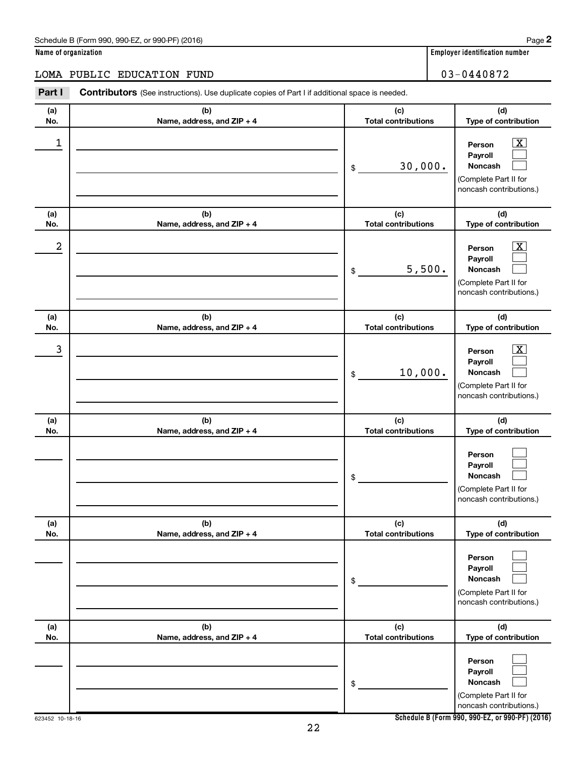Schedule B (Form 990, 990-EZ, or 990-PF) (2016) Page **2**

**Name of organization**

LOMA PUBLIC EDUCATION FUND

**Employer identification number**

03-0440872

**Part I** **Contributors** (See instructions). Use duplicate copies of Part I if additional space is needed.

| (a) No. | (b) Name, address, and ZIP + 4 | (c) Total contributions | (d) Type of contribution |
|---|---|---|---|
| 1 | | $ 30,000. | Person [X] Payroll [ ] Noncash [ ] (Complete Part II for noncash contributions.) |
| 2 | | $ 5,500. | Person [X] Payroll [ ] Noncash [ ] (Complete Part II for noncash contributions.) |
| 3 | | $ 10,000. | Person [X] Payroll [ ] Noncash [ ] (Complete Part II for noncash contributions.) |
| | | $ | Person [ ] Payroll [ ] Noncash [ ] (Complete Part II for noncash contributions.) |
| | | $ | Person [ ] Payroll [ ] Noncash [ ] (Complete Part II for noncash contributions.) |
| | | $ | Person [ ] Payroll [ ] Noncash [ ] (Complete Part II for noncash contributions.) |

623452 10-18-16

**Schedule B (Form 990, 990-EZ, or 990-PF) (2016)**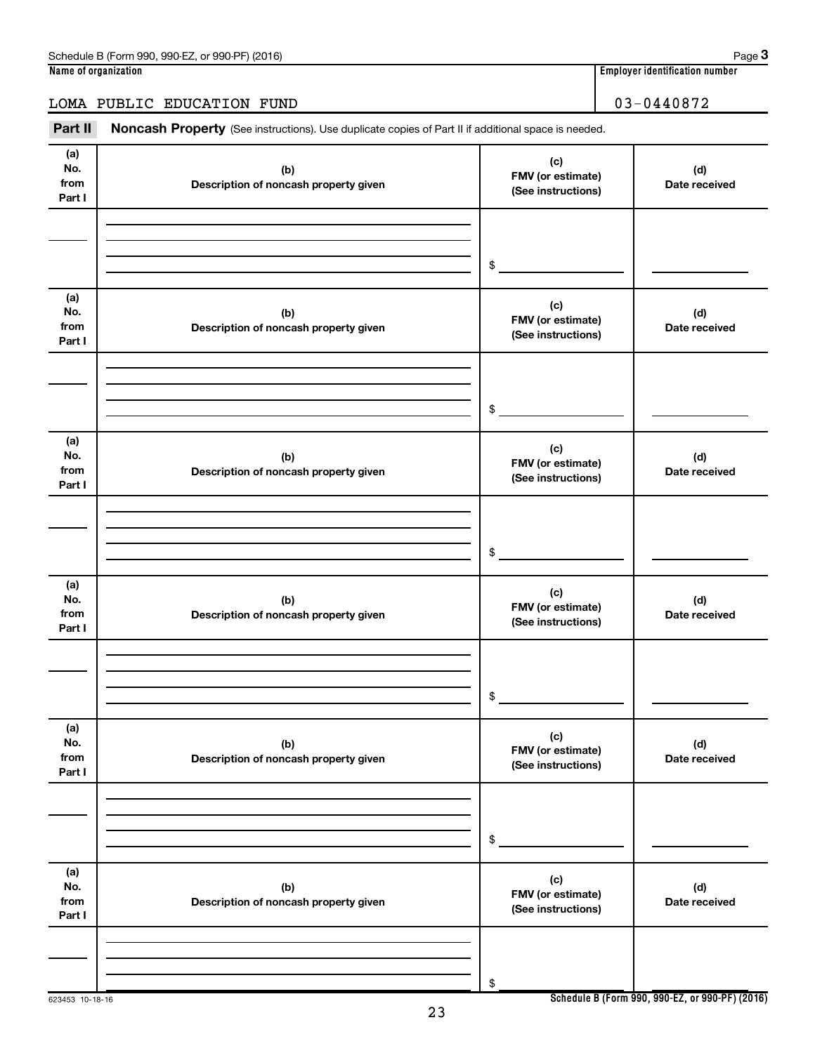Schedule B (Form 990, 990-EZ, or 990-PF) (2016)

**Name of organization**

LOMA PUBLIC EDUCATION FUND

**Employer identification number**

03-0440872

**Part II** **Noncash Property** (See instructions). Use duplicate copies of Part II if additional space is needed.

| (a) No. from Part I | (b) Description of noncash property given | (c) FMV (or estimate) (See instructions) | (d) Date received |
|---|---|---|---|
| | | $ | |

| (a) No. from Part I | (b) Description of noncash property given | (c) FMV (or estimate) (See instructions) | (d) Date received |
|---|---|---|---|
| | | $ | |

| (a) No. from Part I | (b) Description of noncash property given | (c) FMV (or estimate) (See instructions) | (d) Date received |
|---|---|---|---|
| | | $ | |

| (a) No. from Part I | (b) Description of noncash property given | (c) FMV (or estimate) (See instructions) | (d) Date received |
|---|---|---|---|
| | | $ | |

| (a) No. from Part I | (b) Description of noncash property given | (c) FMV (or estimate) (See instructions) | (d) Date received |
|---|---|---|---|
| | | $ | |

| (a) No. from Part I | (b) Description of noncash property given | (c) FMV (or estimate) (See instructions) | (d) Date received |
|---|---|---|---|
| | | $ | |

623453 10-18-16

**Schedule B (Form 990, 990-EZ, or 990-PF) (2016)**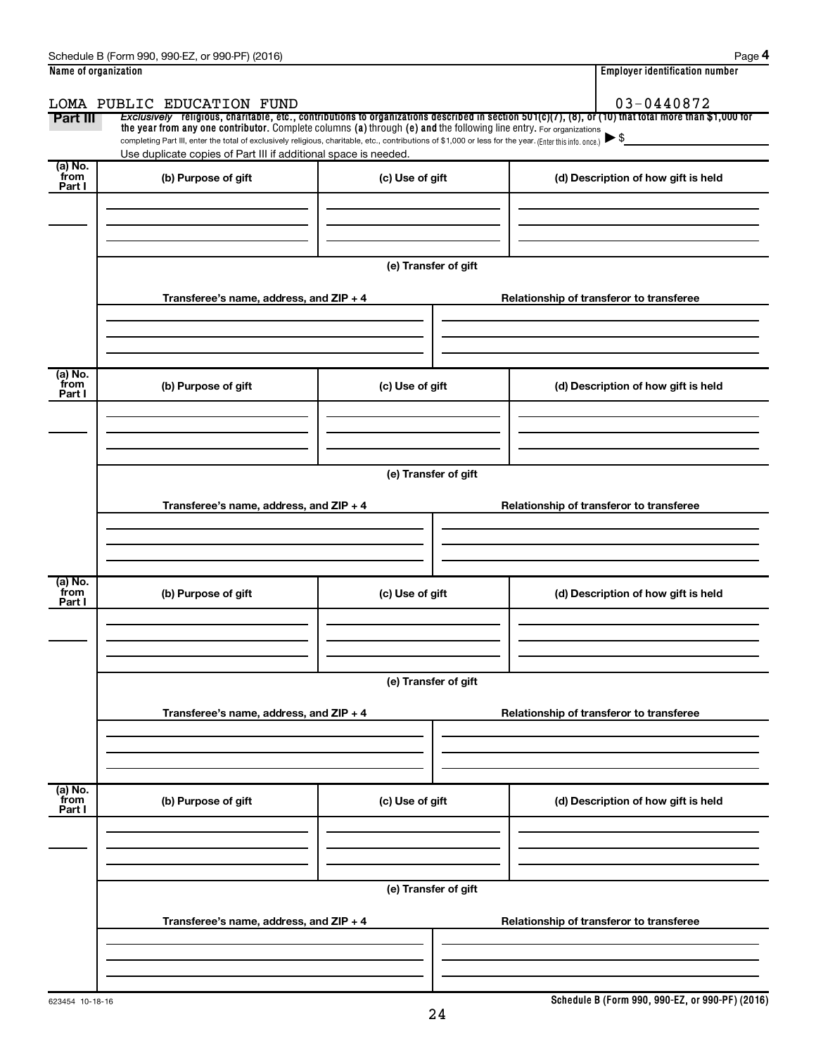Schedule B (Form 990, 990-EZ, or 990-PF) (2016)

| Name of organization | Employer identification number |
|---|---|
| LOMA PUBLIC EDUCATION FUND | 03-0440872 |

**Part III** *Exclusively* religious, charitable, etc., contributions to organizations described in section 501(c)(7), (8), or (10) that total more than $1,000 for the year from any one contributor. Complete columns (a) through (e) and the following line entry. For organizations completing Part III, enter the total of exclusively religious, charitable, etc., contributions of $1,000 or less for the year. (Enter this info. once.) ▶ $

Use duplicate copies of Part III if additional space is needed.

| (a) No. from Part I | (b) Purpose of gift | (c) Use of gift | (d) Description of how gift is held |
|---|---|---|---|
| | | | |

(e) Transfer of gift

| Transferee's name, address, and ZIP + 4 | Relationship of transferor to transferee |
|---|---|
| | |

| (a) No. from Part I | (b) Purpose of gift | (c) Use of gift | (d) Description of how gift is held |
|---|---|---|---|
| | | | |

(e) Transfer of gift

| Transferee's name, address, and ZIP + 4 | Relationship of transferor to transferee |
|---|---|
| | |

| (a) No. from Part I | (b) Purpose of gift | (c) Use of gift | (d) Description of how gift is held |
|---|---|---|---|
| | | | |

(e) Transfer of gift

| Transferee's name, address, and ZIP + 4 | Relationship of transferor to transferee |
|---|---|
| | |

| (a) No. from Part I | (b) Purpose of gift | (c) Use of gift | (d) Description of how gift is held |
|---|---|---|---|
| | | | |

(e) Transfer of gift

| Transferee's name, address, and ZIP + 4 | Relationship of transferor to transferee |
|---|---|
| | |

623454 10-18-16

**Schedule B (Form 990, 990-EZ, or 990-PF) (2016)**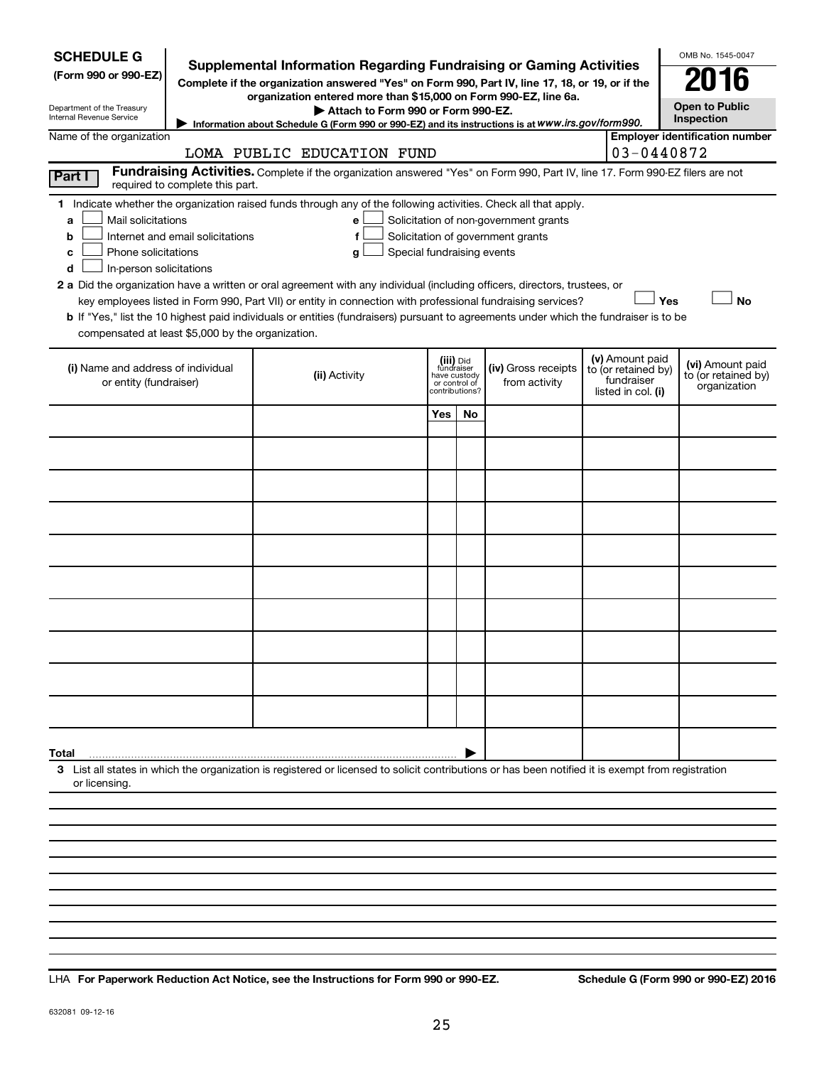**SCHEDULE G**
**(Form 990 or 990-EZ)**

Department of the Treasury
Internal Revenue Service

# Supplemental Information Regarding Fundraising or Gaming Activities

**Complete if the organization answered "Yes" on Form 990, Part IV, line 17, 18, or 19, or if the organization entered more than $15,000 on Form 990-EZ, line 6a.**

▶ **Attach to Form 990 or Form 990-EZ.**

▶ Information about Schedule G (Form 990 or 990-EZ) and its instructions is at *www.irs.gov/form990.*

OMB No. 1545-0047

**2016**

**Open to Public Inspection**

Name of the organization: LOMA PUBLIC EDUCATION FUND

**Employer identification number**: 03-0440872

**Part I** **Fundraising Activities.** Complete if the organization answered "Yes" on Form 990, Part IV, line 17. Form 990-EZ filers are not required to complete this part.

**1** Indicate whether the organization raised funds through any of the following activities. Check all that apply.

- **a** ☐ Mail solicitations
- **b** ☐ Internet and email solicitations
- **c** ☐ Phone solicitations
- **d** ☐ In-person solicitations
- **e** ☐ Solicitation of non-government grants
- **f** ☐ Solicitation of government grants
- **g** ☐ Special fundraising events

**2 a** Did the organization have a written or oral agreement with any individual (including officers, directors, trustees, or key employees listed in Form 990, Part VII) or entity in connection with professional fundraising services? ☐ **Yes** ☐ **No**

**b** If "Yes," list the 10 highest paid individuals or entities (fundraisers) pursuant to agreements under which the fundraiser is to be compensated at least $5,000 by the organization.

| (i) Name and address of individual or entity (fundraiser) | (ii) Activity | (iii) Did fundraiser have custody or control of contributions? | | (iv) Gross receipts from activity | (v) Amount paid to (or retained by) fundraiser listed in col. (i) | (vi) Amount paid to (or retained by) organization |
|---|---|---|---|---|---|---|
| | | Yes | No | | | |
| | | | | | | |
| | | | | | | |
| | | | | | | |
| | | | | | | |
| | | | | | | |
| | | | | | | |
| | | | | | | |
| | | | | | | |
| | | | | | | |
| **Total** ▶ | | | | | | |

**3** List all states in which the organization is registered or licensed to solicit contributions or has been notified it is exempt from registration or licensing.

LHA **For Paperwork Reduction Act Notice, see the Instructions for Form 990 or 990-EZ.** **Schedule G (Form 990 or 990-EZ) 2016**

632081 09-12-16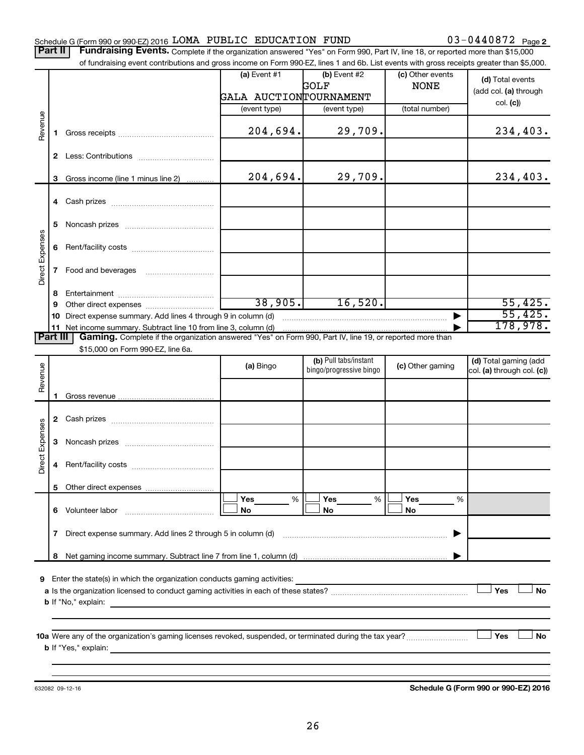Schedule G (Form 990 or 990-EZ) 2016 LOMA PUBLIC EDUCATION FUND 03-0440872 Page 2

**Part II** **Fundraising Events.** Complete if the organization answered "Yes" on Form 990, Part IV, line 18, or reported more than $15,000 of fundraising event contributions and gross income on Form 990-EZ, lines 1 and 6b. List events with gross receipts greater than $5,000.

| | | (a) Event #1<br>GALA AUCTION<br>(event type) | (b) Event #2<br>GOLF TOURNAMENT<br>(event type) | (c) Other events<br>NONE<br>(total number) | (d) Total events (add col. (a) through col. (c)) |
|---|---|---|---|---|---|
| Revenue | 1 Gross receipts | 204,694. | 29,709. | | 234,403. |
| | 2 Less: Contributions | | | | |
| | 3 Gross income (line 1 minus line 2) | 204,694. | 29,709. | | 234,403. |
| Direct Expenses | 4 Cash prizes | | | | |
| | 5 Noncash prizes | | | | |
| | 6 Rent/facility costs | | | | |
| | 7 Food and beverages | | | | |
| | 8 Entertainment | | | | |
| | 9 Other direct expenses | 38,905. | 16,520. | | 55,425. |
| | 10 Direct expense summary. Add lines 4 through 9 in column (d) | | | | 55,425. |
| | 11 Net income summary. Subtract line 10 from line 3, column (d) | | | | 178,978. |

**Part III** **Gaming.** Complete if the organization answered "Yes" on Form 990, Part IV, line 19, or reported more than $15,000 on Form 990-EZ, line 6a.

| | | (a) Bingo | (b) Pull tabs/instant bingo/progressive bingo | (c) Other gaming | (d) Total gaming (add col. (a) through col. (c)) |
|---|---|---|---|---|---|
| Revenue | 1 Gross revenue | | | | |
| Direct Expenses | 2 Cash prizes | | | | |
| | 3 Noncash prizes | | | | |
| | 4 Rent/facility costs | | | | |
| | 5 Other direct expenses | | | | |
| | 6 Volunteer labor | ☐ Yes ___ %<br>☐ No | ☐ Yes ___ %<br>☐ No | ☐ Yes ___ %<br>☐ No | |
| | 7 Direct expense summary. Add lines 2 through 5 in column (d) | | | | |
| | 8 Net gaming income summary. Subtract line 7 from line 1, column (d) | | | | |

**9** Enter the state(s) in which the organization conducts gaming activities:

**a** Is the organization licensed to conduct gaming activities in each of these states? ☐ Yes ☐ No

**b** If "No," explain:

**10a** Were any of the organization's gaming licenses revoked, suspended, or terminated during the tax year? ☐ Yes ☐ No

**b** If "Yes," explain:

632082 09-12-16 **Schedule G (Form 990 or 990-EZ) 2016**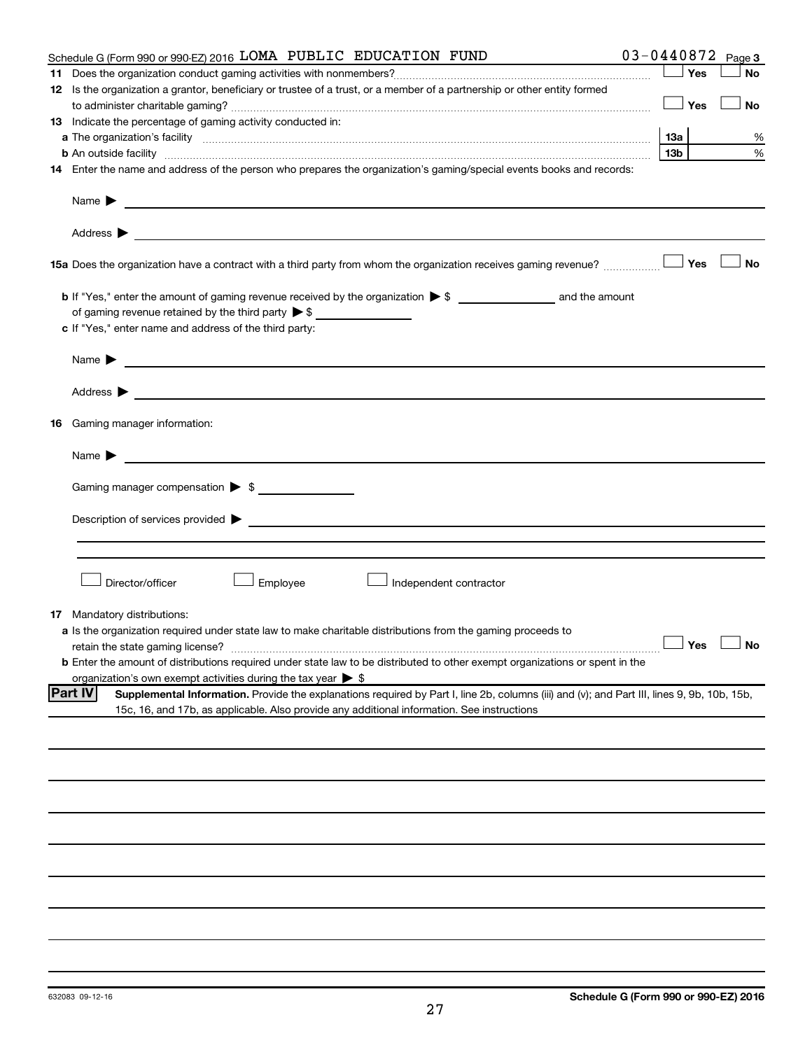Schedule G (Form 990 or 990-EZ) 2016 LOMA PUBLIC EDUCATION FUND 03-0440872 Page **3**

**11** Does the organization conduct gaming activities with nonmembers? ☐ Yes ☐ No

**12** Is the organization a grantor, beneficiary or trustee of a trust, or a member of a partnership or other entity formed to administer charitable gaming? ☐ Yes ☐ No

**13** Indicate the percentage of gaming activity conducted in:

**a** The organization's facility **13a** %

**b** An outside facility **13b** %

**14** Enter the name and address of the person who prepares the organization's gaming/special events books and records:

Name ▶

Address ▶

**15a** Does the organization have a contract with a third party from whom the organization receives gaming revenue? ☐ Yes ☐ No

**b** If "Yes," enter the amount of gaming revenue received by the organization ▶ $ ____________ and the amount of gaming revenue retained by the third party ▶ $ ____________

**c** If "Yes," enter name and address of the third party:

Name ▶

Address ▶

**16** Gaming manager information:

Name ▶

Gaming manager compensation ▶ $ ____________

Description of services provided ▶

☐ Director/officer ☐ Employee ☐ Independent contractor

**17** Mandatory distributions:

**a** Is the organization required under state law to make charitable distributions from the gaming proceeds to retain the state gaming license? ☐ Yes ☐ No

**b** Enter the amount of distributions required under state law to be distributed to other exempt organizations or spent in the organization's own exempt activities during the tax year ▶ $

**Part IV** **Supplemental Information.** Provide the explanations required by Part I, line 2b, columns (iii) and (v); and Part III, lines 9, 9b, 10b, 15b, 15c, 16, and 17b, as applicable. Also provide any additional information. See instructions

632083 09-12-16

**Schedule G (Form 990 or 990-EZ) 2016**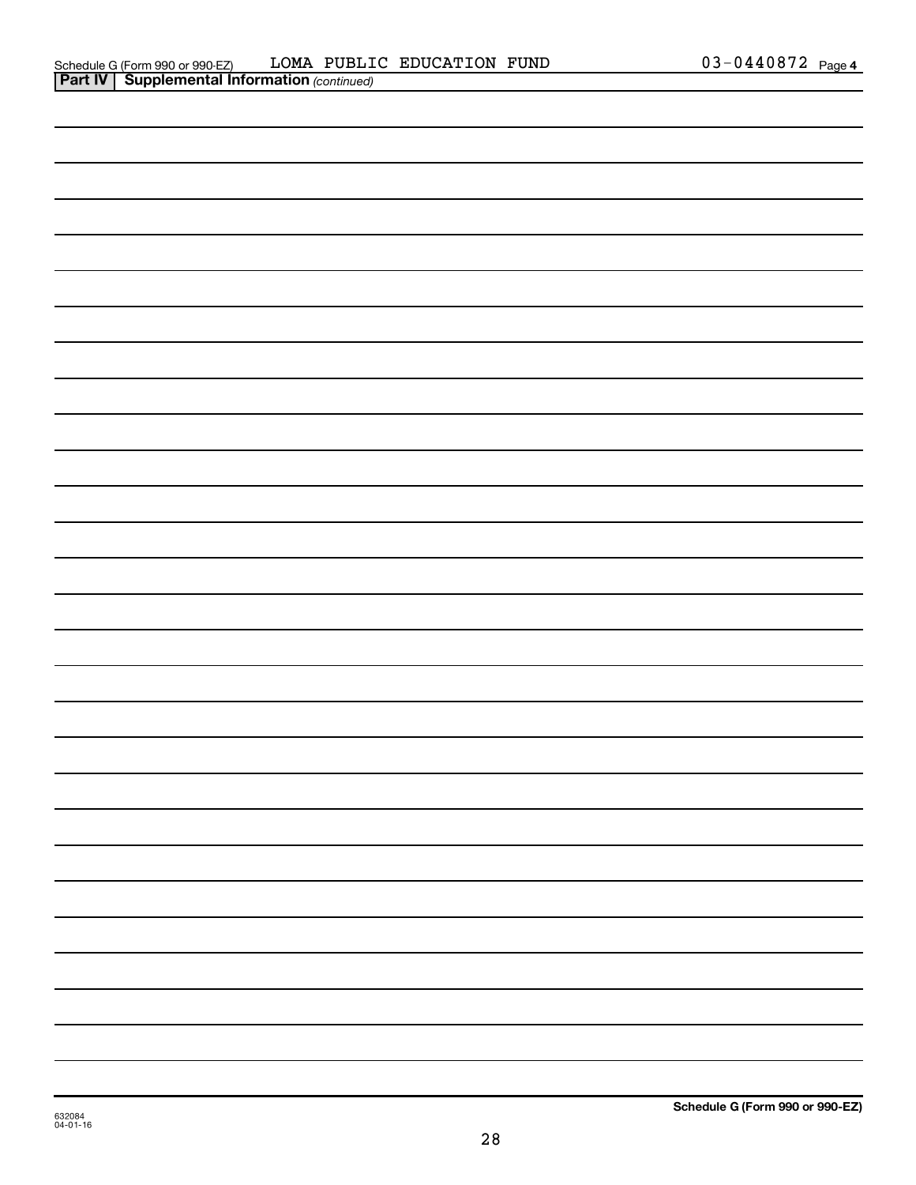Schedule G (Form 990 or 990-EZ) LOMA PUBLIC EDUCATION FUND 03-0440872 Page **4**

**Part IV | Supplemental Information** *(continued)*

**Schedule G (Form 990 or 990-EZ)**

632084
04-01-16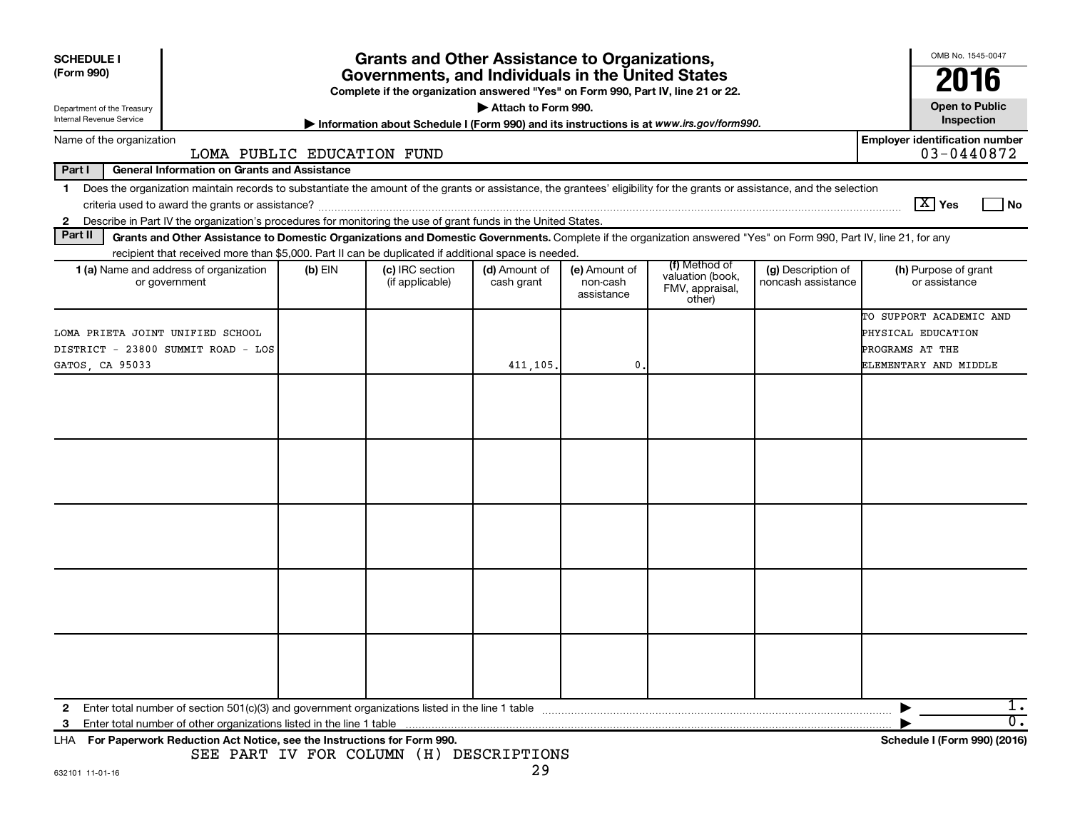**SCHEDULE I**
**(Form 990)**

Department of the Treasury
Internal Revenue Service

# Grants and Other Assistance to Organizations, Governments, and Individuals in the United States

**Complete if the organization answered "Yes" on Form 990, Part IV, line 21 or 22.**

**▶ Attach to Form 990.**

**▶ Information about Schedule I (Form 990) and its instructions is at www.irs.gov/form990.**

OMB No. 1545-0047

**2016**

**Open to Public Inspection**

Name of the organization: LOMA PUBLIC EDUCATION FUND

Employer identification number: 03-0440872

**Part I General Information on Grants and Assistance**

1 Does the organization maintain records to substantiate the amount of the grants or assistance, the grantees' eligibility for the grants or assistance, and the selection criteria used to award the grants or assistance? [X] Yes [ ] No

2 Describe in Part IV the organization's procedures for monitoring the use of grant funds in the United States.

**Part II Grants and Other Assistance to Domestic Organizations and Domestic Governments.** Complete if the organization answered "Yes" on Form 990, Part IV, line 21, for any recipient that received more than $5,000. Part II can be duplicated if additional space is needed.

| 1 (a) Name and address of organization or government | (b) EIN | (c) IRC section (if applicable) | (d) Amount of cash grant | (e) Amount of non-cash assistance | (f) Method of valuation (book, FMV, appraisal, other) | (g) Description of noncash assistance | (h) Purpose of grant or assistance |
|---|---|---|---|---|---|---|---|
| LOMA PRIETA JOINT UNIFIED SCHOOL DISTRICT - 23800 SUMMIT ROAD - LOS GATOS, CA 95033 | | | 411,105. | 0. | | | TO SUPPORT ACADEMIC AND PHYSICAL EDUCATION PROGRAMS AT THE ELEMENTARY AND MIDDLE |
| | | | | | | | |
| | | | | | | | |
| | | | | | | | |
| | | | | | | | |
| | | | | | | | |

2 Enter total number of section 501(c)(3) and government organizations listed in the line 1 table ▶ 1.

3 Enter total number of other organizations listed in the line 1 table ▶ 0.

LHA **For Paperwork Reduction Act Notice, see the Instructions for Form 990.** **Schedule I (Form 990) (2016)**

SEE PART IV FOR COLUMN (H) DESCRIPTIONS

632101 11-01-16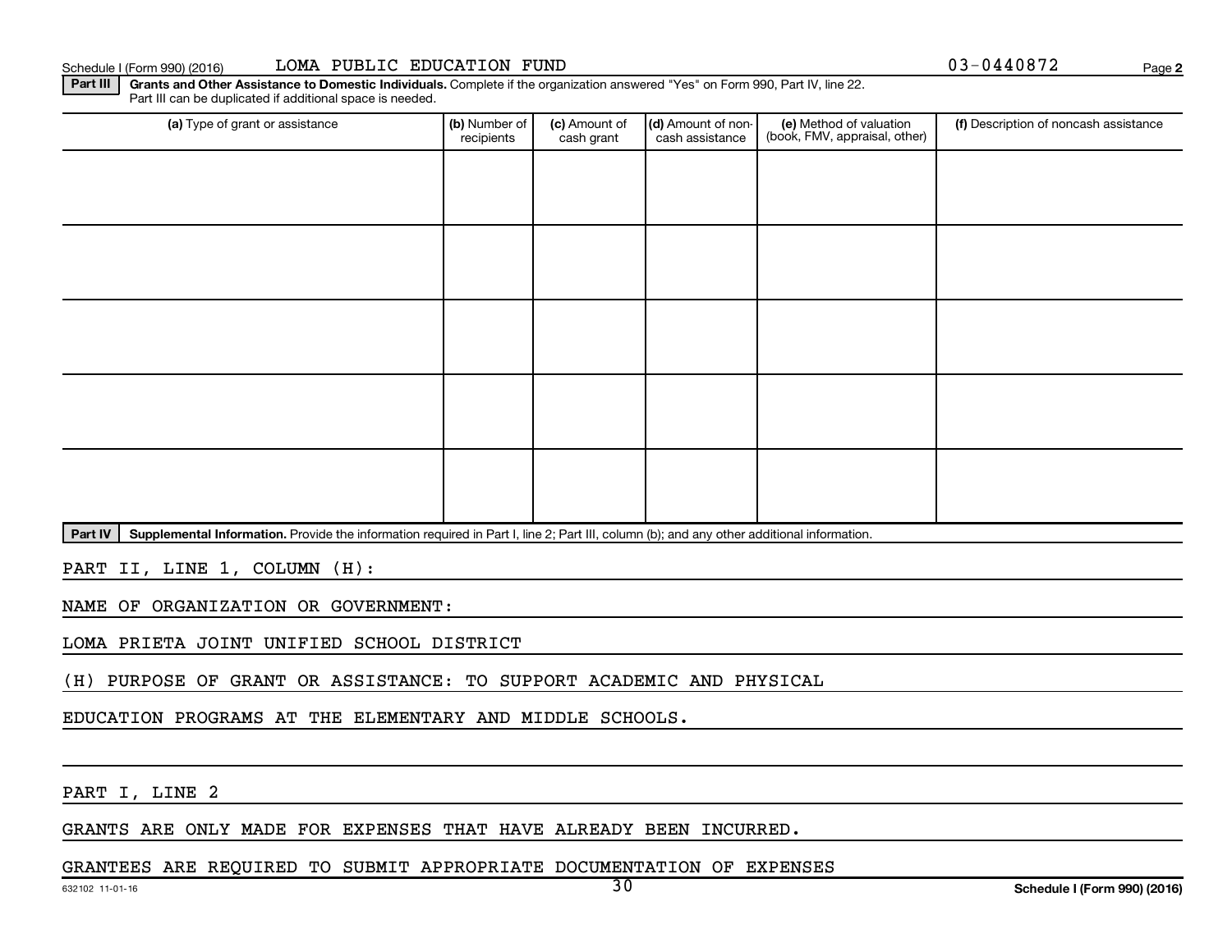Schedule I (Form 990) (2016) LOMA PUBLIC EDUCATION FUND 03-0440872 Page 2

**Part III** **Grants and Other Assistance to Domestic Individuals.** Complete if the organization answered "Yes" on Form 990, Part IV, line 22. Part III can be duplicated if additional space is needed.

| (a) Type of grant or assistance | (b) Number of recipients | (c) Amount of cash grant | (d) Amount of non-cash assistance | (e) Method of valuation (book, FMV, appraisal, other) | (f) Description of noncash assistance |
|---|---|---|---|---|---|
| | | | | | |
| | | | | | |
| | | | | | |
| | | | | | |
| | | | | | |

**Part IV** **Supplemental Information.** Provide the information required in Part I, line 2; Part III, column (b); and any other additional information.

PART II, LINE 1, COLUMN (H):

NAME OF ORGANIZATION OR GOVERNMENT:

LOMA PRIETA JOINT UNIFIED SCHOOL DISTRICT

(H) PURPOSE OF GRANT OR ASSISTANCE: TO SUPPORT ACADEMIC AND PHYSICAL EDUCATION PROGRAMS AT THE ELEMENTARY AND MIDDLE SCHOOLS.

PART I, LINE 2

GRANTS ARE ONLY MADE FOR EXPENSES THAT HAVE ALREADY BEEN INCURRED.

GRANTEES ARE REQUIRED TO SUBMIT APPROPRIATE DOCUMENTATION OF EXPENSES

632102 11-01-16 Schedule I (Form 990) (2016)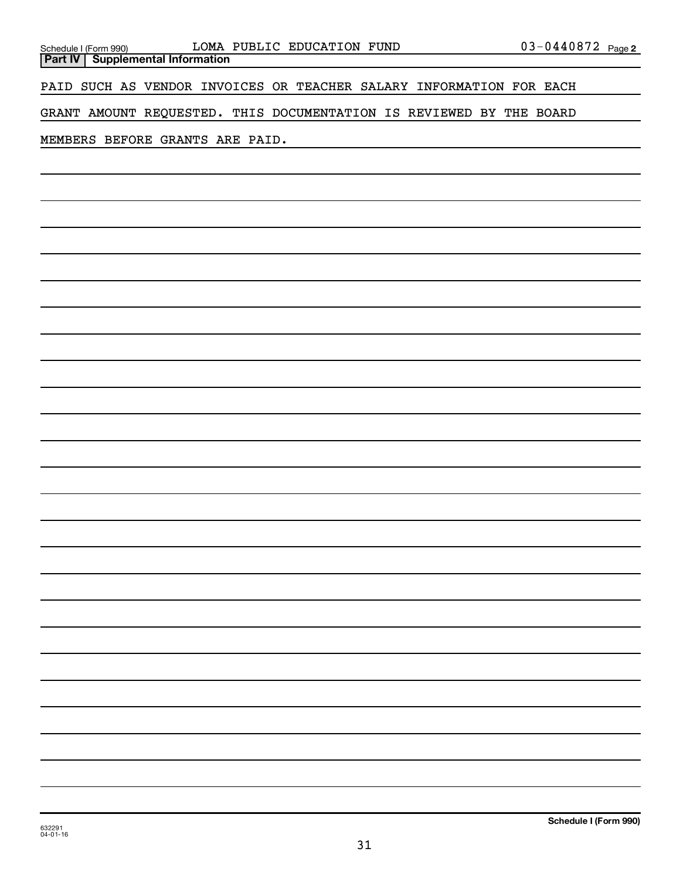Schedule I (Form 990) LOMA PUBLIC EDUCATION FUND 03-0440872 Page 2

**Part IV Supplemental Information**

PAID SUCH AS VENDOR INVOICES OR TEACHER SALARY INFORMATION FOR EACH GRANT AMOUNT REQUESTED. THIS DOCUMENTATION IS REVIEWED BY THE BOARD MEMBERS BEFORE GRANTS ARE PAID.

632291
04-01-16

**Schedule I (Form 990)**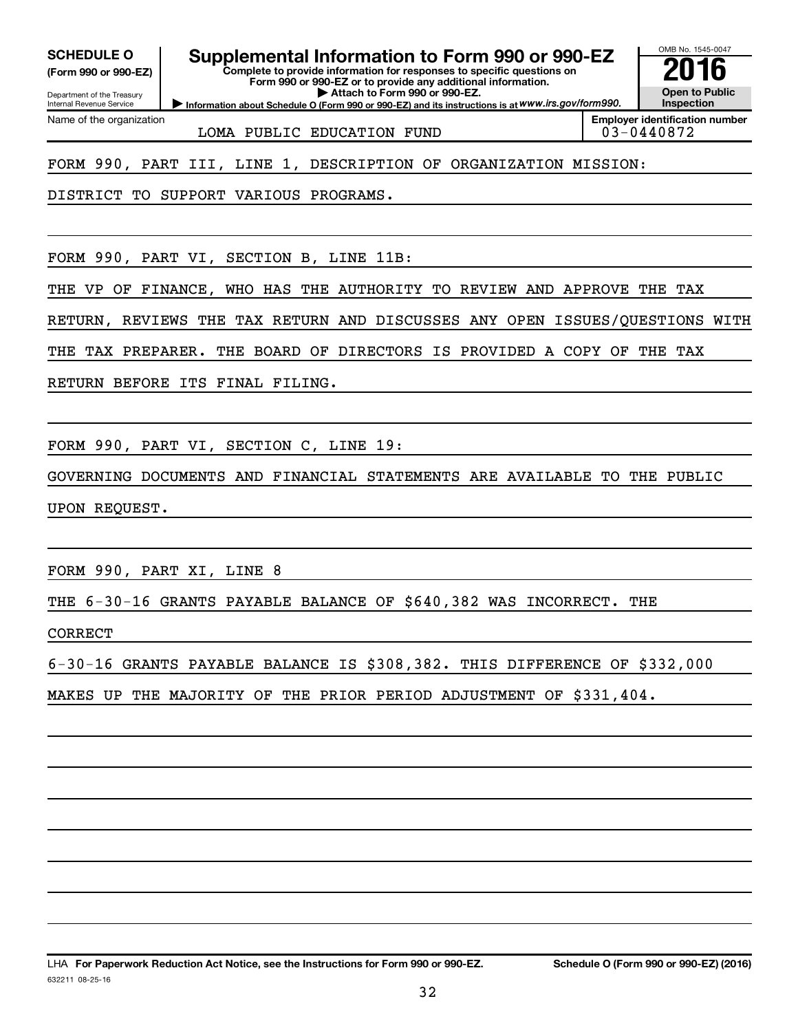**SCHEDULE O**
**(Form 990 or 990-EZ)**

Department of the Treasury
Internal Revenue Service

# Supplemental Information to Form 990 or 990-EZ

**Complete to provide information for responses to specific questions on Form 990 or 990-EZ or to provide any additional information.**
▶ **Attach to Form 990 or 990-EZ.**
▶ **Information about Schedule O (Form 990 or 990-EZ) and its instructions is at** *www.irs.gov/form990.*

OMB No. 1545-0047
**2016**
**Open to Public Inspection**

Name of the organization: LOMA PUBLIC EDUCATION FUND
**Employer identification number:** 03-0440872

FORM 990, PART III, LINE 1, DESCRIPTION OF ORGANIZATION MISSION:

DISTRICT TO SUPPORT VARIOUS PROGRAMS.

FORM 990, PART VI, SECTION B, LINE 11B:

THE VP OF FINANCE, WHO HAS THE AUTHORITY TO REVIEW AND APPROVE THE TAX RETURN, REVIEWS THE TAX RETURN AND DISCUSSES ANY OPEN ISSUES/QUESTIONS WITH THE TAX PREPARER. THE BOARD OF DIRECTORS IS PROVIDED A COPY OF THE TAX RETURN BEFORE ITS FINAL FILING.

FORM 990, PART VI, SECTION C, LINE 19:

GOVERNING DOCUMENTS AND FINANCIAL STATEMENTS ARE AVAILABLE TO THE PUBLIC UPON REQUEST.

FORM 990, PART XI, LINE 8

THE 6-30-16 GRANTS PAYABLE BALANCE OF $640,382 WAS INCORRECT. THE CORRECT 6-30-16 GRANTS PAYABLE BALANCE IS $308,382. THIS DIFFERENCE OF $332,000 MAKES UP THE MAJORITY OF THE PRIOR PERIOD ADJUSTMENT OF $331,404.

LHA **For Paperwork Reduction Act Notice, see the Instructions for Form 990 or 990-EZ.** **Schedule O (Form 990 or 990-EZ) (2016)**
632211 08-25-16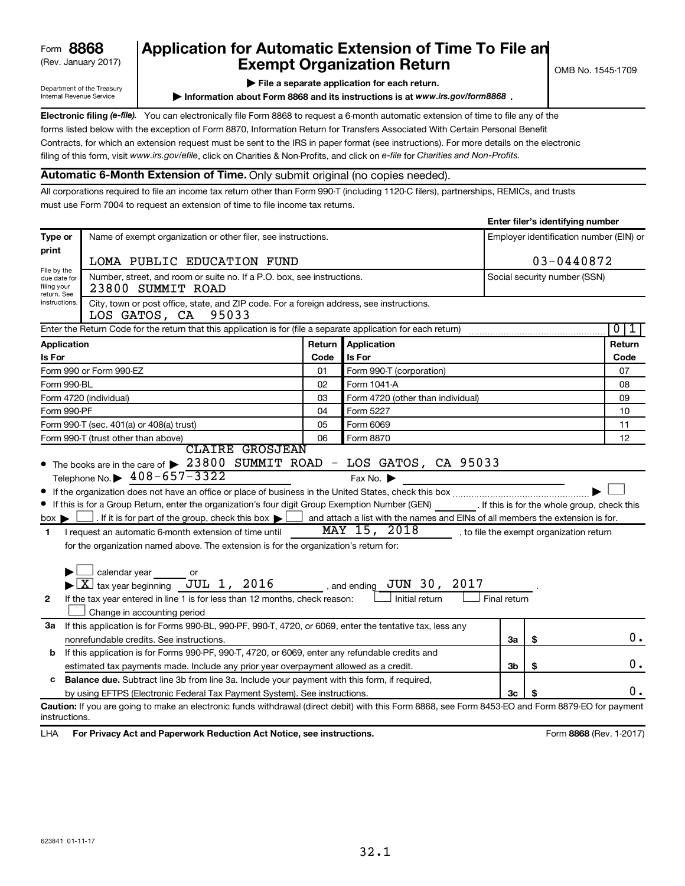Form **8868** (Rev. January 2017)

Department of the Treasury Internal Revenue Service

# Application for Automatic Extension of Time To File an Exempt Organization Return

OMB No. 1545-1709

▶ File a separate application for each return.

▶ Information about Form 8868 and its instructions is at *www.irs.gov/form8868*.

**Electronic filing** *(e-file).* You can electronically file Form 8868 to request a 6-month automatic extension of time to file any of the forms listed below with the exception of Form 8870, Information Return for Transfers Associated With Certain Personal Benefit Contracts, for which an extension request must be sent to the IRS in paper format (see instructions). For more details on the electronic filing of this form, visit *www.irs.gov/efile*, click on Charities & Non-Profits, and click on *e-file* for *Charities and Non-Profits.*

## Automatic 6-Month Extension of Time. Only submit original (no copies needed).

All corporations required to file an income tax return other than Form 990-T (including 1120-C filers), partnerships, REMICs, and trusts must use Form 7004 to request an extension of time to file income tax returns.

**Enter filer's identifying number**

| | | |
|---|---|---|
| **Type or print** | Name of exempt organization or other filer, see instructions. LOMA PUBLIC EDUCATION FUND | Employer identification number (EIN) or 03-0440872 |
| File by the due date for filing your return. See instructions. | Number, street, and room or suite no. If a P.O. box, see instructions. 23800 SUMMIT ROAD | Social security number (SSN) |
| | City, town or post office, state, and ZIP code. For a foreign address, see instructions. LOS GATOS, CA 95033 | |

Enter the Return Code for the return that this application is for (file a separate application for each return) 0 1

| Application Is For | Return Code | Application Is For | Return Code |
|---|---|---|---|
| Form 990 or Form 990-EZ | 01 | Form 990-T (corporation) | 07 |
| Form 990-BL | 02 | Form 1041-A | 08 |
| Form 4720 (individual) | 03 | Form 4720 (other than individual) | 09 |
| Form 990-PF | 04 | Form 5227 | 10 |
| Form 990-T (sec. 401(a) or 408(a) trust) | 05 | Form 6069 | 11 |
| Form 990-T (trust other than above) | 06 | Form 8870 | 12 |

- The books are in the care of ▶ CLAIRE GROSJEAN 23800 SUMMIT ROAD - LOS GATOS, CA 95033
  Telephone No. ▶ 408-657-3322 Fax No. ▶
- If the organization does not have an office or place of business in the United States, check this box ▶ ☐
- If this is for a Group Return, enter the organization's four digit Group Exemption Number (GEN) ______. If this is for the whole group, check this box ▶ ☐. If it is for part of the group, check this box ▶ ☐ and attach a list with the names and EINs of all members the extension is for.

**1** I request an automatic 6-month extension of time until MAY 15, 2018, to file the exempt organization return for the organization named above. The extension is for the organization's return for:

▶ ☐ calendar year ______ or
▶ ☒ tax year beginning JUL 1, 2016, and ending JUN 30, 2017.

**2** If the tax year entered in line 1 is for less than 12 months, check reason: ☐ Initial return ☐ Final return ☐ Change in accounting period

| | | | | |
|---|---|---|---|---|
| **3a** | If this application is for Forms 990-BL, 990-PF, 990-T, 4720, or 6069, enter the tentative tax, less any nonrefundable credits. See instructions. | 3a | $ | 0. |
| **b** | If this application is for Forms 990-PF, 990-T, 4720, or 6069, enter any refundable credits and estimated tax payments made. Include any prior year overpayment allowed as a credit. | 3b | $ | 0. |
| **c** | **Balance due.** Subtract line 3b from line 3a. Include your payment with this form, if required, by using EFTPS (Electronic Federal Tax Payment System). See instructions. | 3c | $ | 0. |

**Caution:** If you are going to make an electronic funds withdrawal (direct debit) with this Form 8868, see Form 8453-EO and Form 8879-EO for payment instructions.

LHA **For Privacy Act and Paperwork Reduction Act Notice, see instructions.** Form **8868** (Rev. 1-2017)

623841 01-11-17